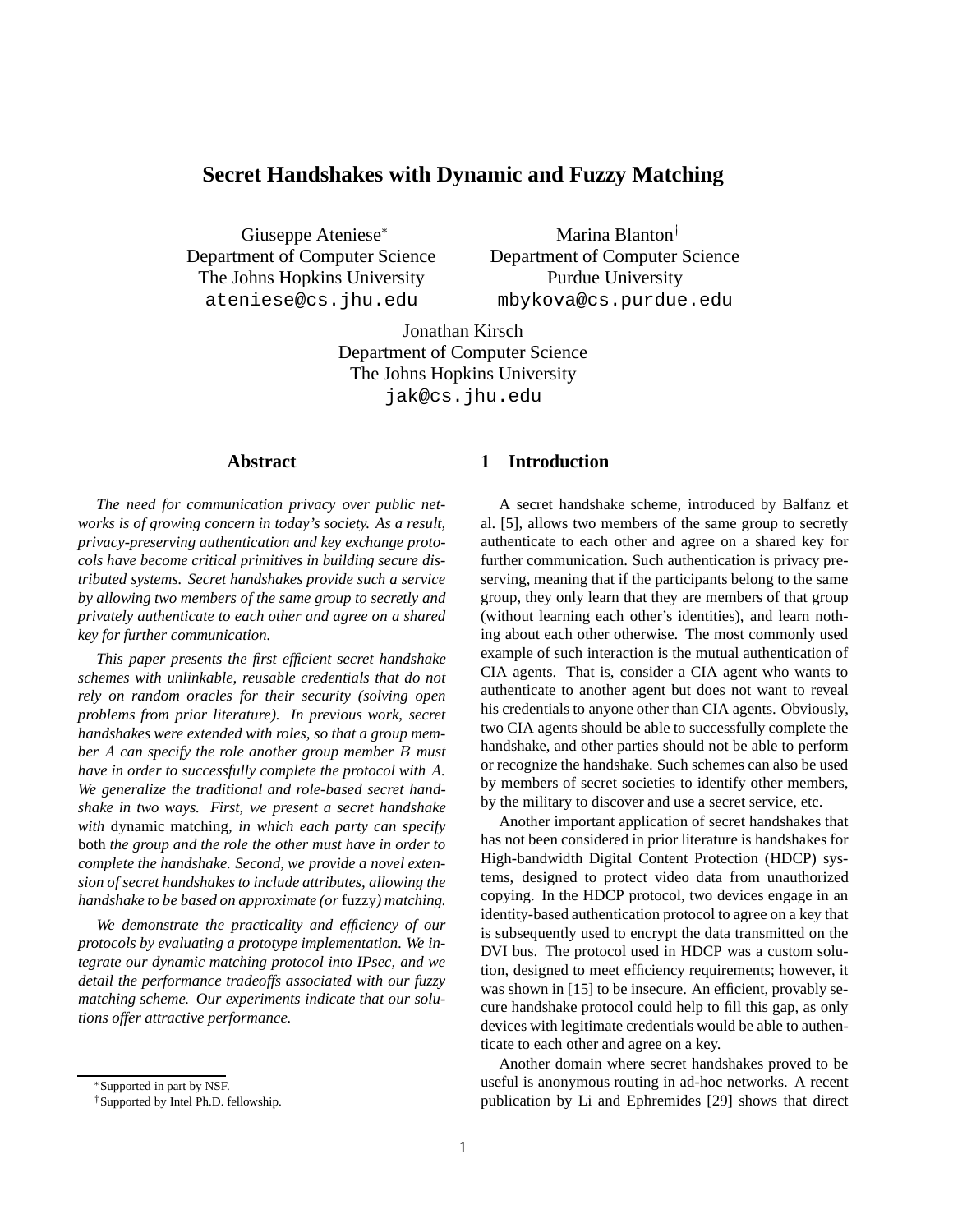# Secret Handshakes with Dynamic and Fuzzy Matching

Giuseppe Ateniese*
Department of Computer Science
The Johns Hopkins University
ateniese@cs.jhu.edu

Marina Blanton†
Department of Computer Science
Purdue University
mbykova@cs.purdue.edu

Jonathan Kirsch
Department of Computer Science
The Johns Hopkins University
jak@cs.jhu.edu

## Abstract

*The need for communication privacy over public networks is of growing concern in today's society. As a result, privacy-preserving authentication and key exchange protocols have become critical primitives in building secure distributed systems. Secret handshakes provide such a service by allowing two members of the same group to secretly and privately authenticate to each other and agree on a shared key for further communication.*

*This paper presents the first efficient secret handshake schemes with unlinkable, reusable credentials that do not rely on random oracles for their security (solving open problems from prior literature). In previous work, secret handshakes were extended with roles, so that a group member $A$ can specify the role another group member $B$ must have in order to successfully complete the protocol with $A$. We generalize the traditional and role-based secret handshake in two ways. First, we present a secret handshake with* dynamic matching*, in which each party can specify* both *the group and the role the other must have in order to complete the handshake. Second, we provide a novel extension of secret handshakes to include attributes, allowing the handshake to be based on approximate (or* fuzzy*) matching.*

*We demonstrate the practicality and efficiency of our protocols by evaluating a prototype implementation. We integrate our dynamic matching protocol into IPsec, and we detail the performance tradeoffs associated with our fuzzy matching scheme. Our experiments indicate that our solutions offer attractive performance.*

*Supported in part by NSF.
†Supported by Intel Ph.D. fellowship.

## 1 Introduction

A secret handshake scheme, introduced by Balfanz et al. [5], allows two members of the same group to secretly authenticate to each other and agree on a shared key for further communication. Such authentication is privacy preserving, meaning that if the participants belong to the same group, they only learn that they are members of that group (without learning each other's identities), and learn nothing about each other otherwise. The most commonly used example of such interaction is the mutual authentication of CIA agents. That is, consider a CIA agent who wants to authenticate to another agent but does not want to reveal his credentials to anyone other than CIA agents. Obviously, two CIA agents should be able to successfully complete the handshake, and other parties should not be able to perform or recognize the handshake. Such schemes can also be used by members of secret societies to identify other members, by the military to discover and use a secret service, etc.

Another important application of secret handshakes that has not been considered in prior literature is handshakes for High-bandwidth Digital Content Protection (HDCP) systems, designed to protect video data from unauthorized copying. In the HDCP protocol, two devices engage in an identity-based authentication protocol to agree on a key that is subsequently used to encrypt the data transmitted on the DVI bus. The protocol used in HDCP was a custom solution, designed to meet efficiency requirements; however, it was shown in [15] to be insecure. An efficient, provably secure handshake protocol could help to fill this gap, as only devices with legitimate credentials would be able to authenticate to each other and agree on a key.

Another domain where secret handshakes proved to be useful is anonymous routing in ad-hoc networks. A recent publication by Li and Ephremides [29] shows that direct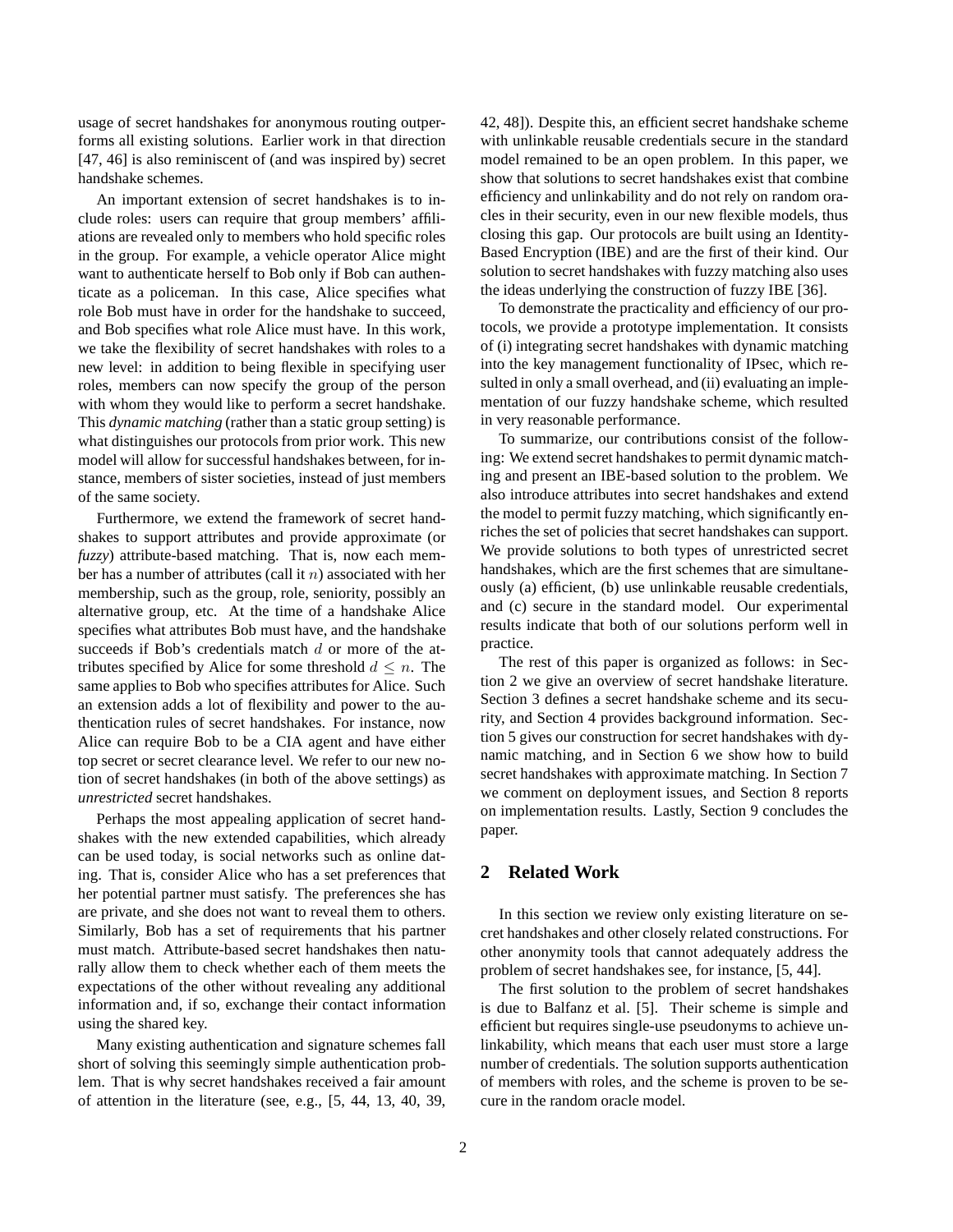usage of secret handshakes for anonymous routing outperforms all existing solutions. Earlier work in that direction [47, 46] is also reminiscent of (and was inspired by) secret handshake schemes.

An important extension of secret handshakes is to include roles: users can require that group members' affiliations are revealed only to members who hold specific roles in the group. For example, a vehicle operator Alice might want to authenticate herself to Bob only if Bob can authenticate as a policeman. In this case, Alice specifies what role Bob must have in order for the handshake to succeed, and Bob specifies what role Alice must have. In this work, we take the flexibility of secret handshakes with roles to a new level: in addition to being flexible in specifying user roles, members can now specify the group of the person with whom they would like to perform a secret handshake. This *dynamic matching* (rather than a static group setting) is what distinguishes our protocols from prior work. This new model will allow for successful handshakes between, for instance, members of sister societies, instead of just members of the same society.

Furthermore, we extend the framework of secret handshakes to support attributes and provide approximate (or *fuzzy*) attribute-based matching. That is, now each member has a number of attributes (call it $n$) associated with her membership, such as the group, role, seniority, possibly an alternative group, etc. At the time of a handshake Alice specifies what attributes Bob must have, and the handshake succeeds if Bob's credentials match $d$ or more of the attributes specified by Alice for some threshold $d \leq n$. The same applies to Bob who specifies attributes for Alice. Such an extension adds a lot of flexibility and power to the authentication rules of secret handshakes. For instance, now Alice can require Bob to be a CIA agent and have either top secret or secret clearance level. We refer to our new notion of secret handshakes (in both of the above settings) as *unrestricted* secret handshakes.

Perhaps the most appealing application of secret handshakes with the new extended capabilities, which already can be used today, is social networks such as online dating. That is, consider Alice who has a set preferences that her potential partner must satisfy. The preferences she has are private, and she does not want to reveal them to others. Similarly, Bob has a set of requirements that his partner must match. Attribute-based secret handshakes then naturally allow them to check whether each of them meets the expectations of the other without revealing any additional information and, if so, exchange their contact information using the shared key.

Many existing authentication and signature schemes fall short of solving this seemingly simple authentication problem. That is why secret handshakes received a fair amount of attention in the literature (see, e.g., [5, 44, 13, 40, 39, 42, 48]). Despite this, an efficient secret handshake scheme with unlinkable reusable credentials secure in the standard model remained to be an open problem. In this paper, we show that solutions to secret handshakes exist that combine efficiency and unlinkability and do not rely on random oracles in their security, even in our new flexible models, thus closing this gap. Our protocols are built using an Identity-Based Encryption (IBE) and are the first of their kind. Our solution to secret handshakes with fuzzy matching also uses the ideas underlying the construction of fuzzy IBE [36].

To demonstrate the practicality and efficiency of our protocols, we provide a prototype implementation. It consists of (i) integrating secret handshakes with dynamic matching into the key management functionality of IPsec, which resulted in only a small overhead, and (ii) evaluating an implementation of our fuzzy handshake scheme, which resulted in very reasonable performance.

To summarize, our contributions consist of the following: We extend secret handshakes to permit dynamic matching and present an IBE-based solution to the problem. We also introduce attributes into secret handshakes and extend the model to permit fuzzy matching, which significantly enriches the set of policies that secret handshakes can support. We provide solutions to both types of unrestricted secret handshakes, which are the first schemes that are simultaneously (a) efficient, (b) use unlinkable reusable credentials, and (c) secure in the standard model. Our experimental results indicate that both of our solutions perform well in practice.

The rest of this paper is organized as follows: in Section 2 we give an overview of secret handshake literature. Section 3 defines a secret handshake scheme and its security, and Section 4 provides background information. Section 5 gives our construction for secret handshakes with dynamic matching, and in Section 6 we show how to build secret handshakes with approximate matching. In Section 7 we comment on deployment issues, and Section 8 reports on implementation results. Lastly, Section 9 concludes the paper.

## 2 Related Work

In this section we review only existing literature on secret handshakes and other closely related constructions. For other anonymity tools that cannot adequately address the problem of secret handshakes see, for instance, [5, 44].

The first solution to the problem of secret handshakes is due to Balfanz et al. [5]. Their scheme is simple and efficient but requires single-use pseudonyms to achieve unlinkability, which means that each user must store a large number of credentials. The solution supports authentication of members with roles, and the scheme is proven to be secure in the random oracle model.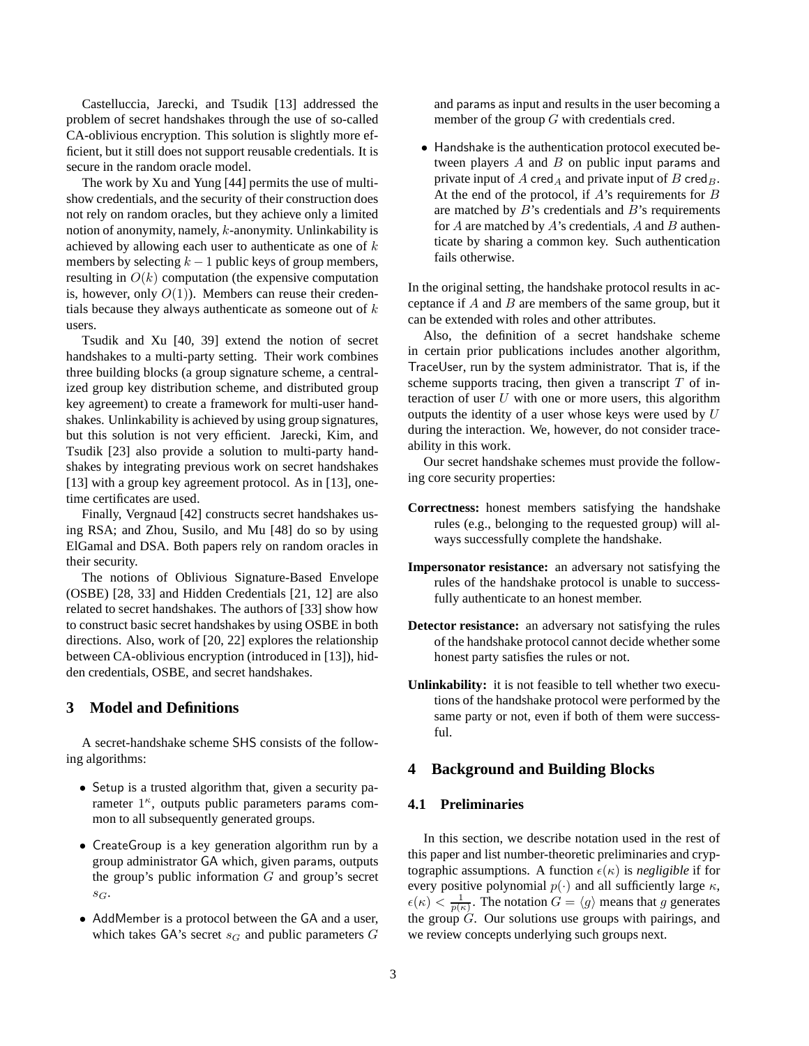Castelluccia, Jarecki, and Tsudik [13] addressed the problem of secret handshakes through the use of so-called CA-oblivious encryption. This solution is slightly more efficient, but it still does not support reusable credentials. It is secure in the random oracle model.

The work by Xu and Yung [44] permits the use of multi-show credentials, and the security of their construction does not rely on random oracles, but they achieve only a limited notion of anonymity, namely, $k$-anonymity. Unlinkability is achieved by allowing each user to authenticate as one of $k$ members by selecting $k-1$ public keys of group members, resulting in $O(k)$ computation (the expensive computation is, however, only $O(1)$). Members can reuse their credentials because they always authenticate as someone out of $k$ users.

Tsudik and Xu [40, 39] extend the notion of secret handshakes to a multi-party setting. Their work combines three building blocks (a group signature scheme, a centralized group key distribution scheme, and distributed group key agreement) to create a framework for multi-user handshakes. Unlinkability is achieved by using group signatures, but this solution is not very efficient. Jarecki, Kim, and Tsudik [23] also provide a solution to multi-party handshakes by integrating previous work on secret handshakes [13] with a group key agreement protocol. As in [13], one-time certificates are used.

Finally, Vergnaud [42] constructs secret handshakes using RSA; and Zhou, Susilo, and Mu [48] do so by using ElGamal and DSA. Both papers rely on random oracles in their security.

The notions of Oblivious Signature-Based Envelope (OSBE) [28, 33] and Hidden Credentials [21, 12] are also related to secret handshakes. The authors of [33] show how to construct basic secret handshakes by using OSBE in both directions. Also, work of [20, 22] explores the relationship between CA-oblivious encryption (introduced in [13]), hidden credentials, OSBE, and secret handshakes.

## 3 Model and Definitions

A secret-handshake scheme SHS consists of the following algorithms:

- Setup is a trusted algorithm that, given a security parameter $1^\kappa$, outputs public parameters params common to all subsequently generated groups.
- CreateGroup is a key generation algorithm run by a group administrator GA which, given params, outputs the group's public information $G$ and group's secret $s_G$.
- AddMember is a protocol between the GA and a user, which takes GA's secret $s_G$ and public parameters $G$ and params as input and results in the user becoming a member of the group $G$ with credentials cred.
- Handshake is the authentication protocol executed between players $A$ and $B$ on public input params and private input of $A$ $\mathsf{cred}_A$ and private input of $B$ $\mathsf{cred}_B$. At the end of the protocol, if $A$'s requirements for $B$ are matched by $B$'s credentials and $B$'s requirements for $A$ are matched by $A$'s credentials, $A$ and $B$ authenticate by sharing a common key. Such authentication fails otherwise.

In the original setting, the handshake protocol results in acceptance if $A$ and $B$ are members of the same group, but it can be extended with roles and other attributes.

Also, the definition of a secret handshake scheme in certain prior publications includes another algorithm, TraceUser, run by the system administrator. That is, if the scheme supports tracing, then given a transcript $T$ of interaction of user $U$ with one or more users, this algorithm outputs the identity of a user whose keys were used by $U$ during the interaction. We, however, do not consider traceability in this work.

Our secret handshake schemes must provide the following core security properties:

**Correctness:** honest members satisfying the handshake rules (e.g., belonging to the requested group) will always successfully complete the handshake.

**Impersonator resistance:** an adversary not satisfying the rules of the handshake protocol is unable to successfully authenticate to an honest member.

**Detector resistance:** an adversary not satisfying the rules of the handshake protocol cannot decide whether some honest party satisfies the rules or not.

**Unlinkability:** it is not feasible to tell whether two executions of the handshake protocol were performed by the same party or not, even if both of them were successful.

## 4 Background and Building Blocks

### 4.1 Preliminaries

In this section, we describe notation used in the rest of this paper and list number-theoretic preliminaries and cryptographic assumptions. A function $\epsilon(\kappa)$ is *negligible* if for every positive polynomial $p(\cdot)$ and all sufficiently large $\kappa$, $\epsilon(\kappa) < \frac{1}{p(\kappa)}$. The notation $G = \langle g \rangle$ means that $g$ generates the group $G$. Our solutions use groups with pairings, and we review concepts underlying such groups next.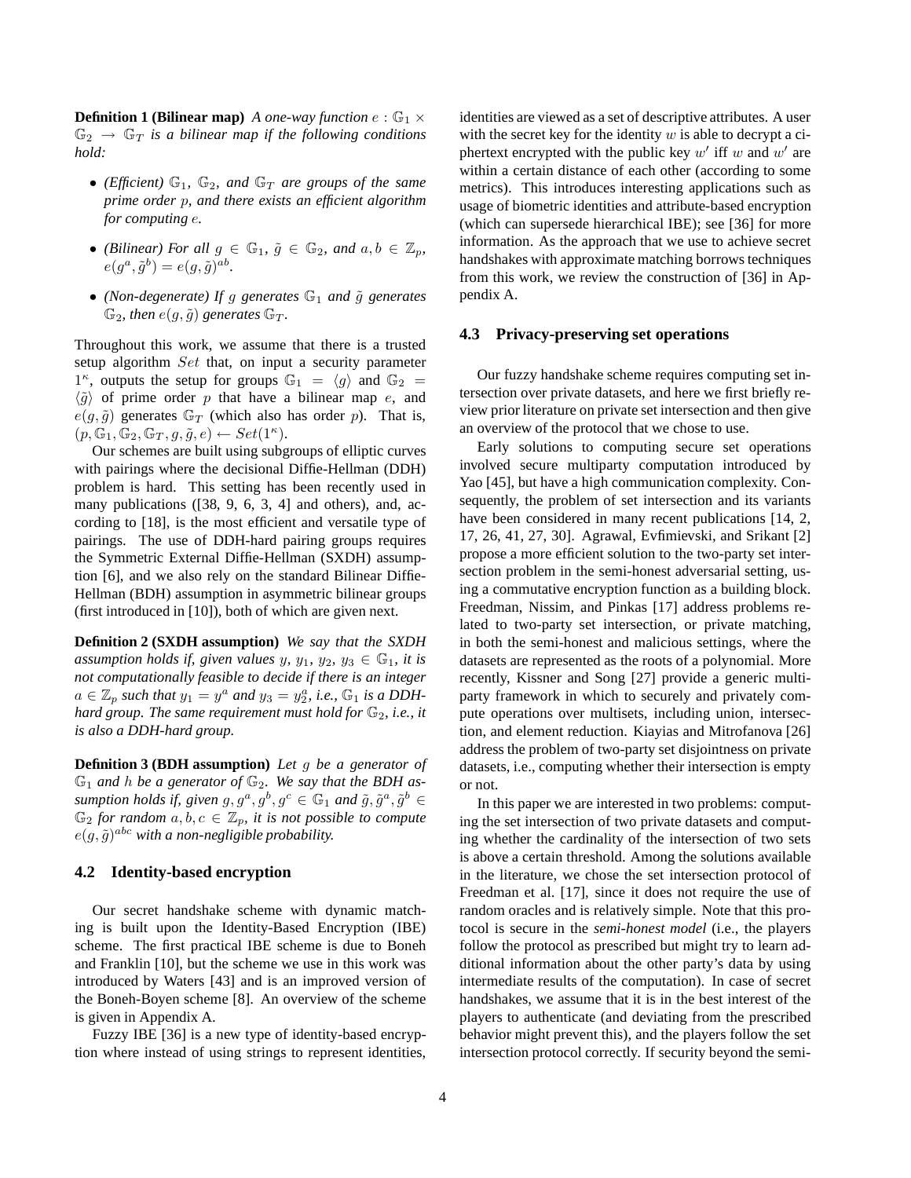**Definition 1 (Bilinear map)** *A one-way function $e : \mathbb{G}_1 \times \mathbb{G}_2 \rightarrow \mathbb{G}_T$ is a bilinear map if the following conditions hold:*

- *(Efficient) $\mathbb{G}_1$, $\mathbb{G}_2$, and $\mathbb{G}_T$ are groups of the same prime order $p$, and there exists an efficient algorithm for computing $e$.*
- *(Bilinear) For all $g \in \mathbb{G}_1$, $\tilde{g} \in \mathbb{G}_2$, and $a, b \in \mathbb{Z}_p$, $e(g^a, \tilde{g}^b) = e(g, \tilde{g})^{ab}$.*
- *(Non-degenerate) If $g$ generates $\mathbb{G}_1$ and $\tilde{g}$ generates $\mathbb{G}_2$, then $e(g, \tilde{g})$ generates $\mathbb{G}_T$.*

Throughout this work, we assume that there is a trusted setup algorithm $Set$ that, on input a security parameter $1^\kappa$, outputs the setup for groups $\mathbb{G}_1 = \langle g \rangle$ and $\mathbb{G}_2 = \langle \tilde{g} \rangle$ of prime order $p$ that have a bilinear map $e$, and $e(g, \tilde{g})$ generates $\mathbb{G}_T$ (which also has order $p$). That is, $(p, \mathbb{G}_1, \mathbb{G}_2, \mathbb{G}_T, g, \tilde{g}, e) \leftarrow Set(1^\kappa)$.

Our schemes are built using subgroups of elliptic curves with pairings where the decisional Diffie-Hellman (DDH) problem is hard. This setting has been recently used in many publications ([38, 9, 6, 3, 4] and others), and, according to [18], is the most efficient and versatile type of pairings. The use of DDH-hard pairing groups requires the Symmetric External Diffie-Hellman (SXDH) assumption [6], and we also rely on the standard Bilinear Diffie-Hellman (BDH) assumption in asymmetric bilinear groups (first introduced in [10]), both of which are given next.

**Definition 2 (SXDH assumption)** *We say that the SXDH assumption holds if, given values $y$, $y_1$, $y_2$, $y_3 \in \mathbb{G}_1$, it is not computationally feasible to decide if there is an integer $a \in \mathbb{Z}_p$ such that $y_1 = y^a$ and $y_3 = y_2^a$, i.e., $\mathbb{G}_1$ is a DDH-hard group. The same requirement must hold for $\mathbb{G}_2$, i.e., it is also a DDH-hard group.*

**Definition 3 (BDH assumption)** *Let $g$ be a generator of $\mathbb{G}_1$ and $h$ be a generator of $\mathbb{G}_2$. We say that the BDH assumption holds if, given $g, g^a, g^b, g^c \in \mathbb{G}_1$ and $\tilde{g}, \tilde{g}^a, \tilde{g}^b \in \mathbb{G}_2$ for random $a, b, c \in \mathbb{Z}_p$, it is not possible to compute $e(g, \tilde{g})^{abc}$ with a non-negligible probability.*

## 4.2 Identity-based encryption

Our secret handshake scheme with dynamic matching is built upon the Identity-Based Encryption (IBE) scheme. The first practical IBE scheme is due to Boneh and Franklin [10], but the scheme we use in this work was introduced by Waters [43] and is an improved version of the Boneh-Boyen scheme [8]. An overview of the scheme is given in Appendix A.

Fuzzy IBE [36] is a new type of identity-based encryption where instead of using strings to represent identities, identities are viewed as a set of descriptive attributes. A user with the secret key for the identity $w$ is able to decrypt a ciphertext encrypted with the public key $w'$ iff $w$ and $w'$ are within a certain distance of each other (according to some metrics). This introduces interesting applications such as usage of biometric identities and attribute-based encryption (which can supersede hierarchical IBE); see [36] for more information. As the approach that we use to achieve secret handshakes with approximate matching borrows techniques from this work, we review the construction of [36] in Appendix A.

## 4.3 Privacy-preserving set operations

Our fuzzy handshake scheme requires computing set intersection over private datasets, and here we first briefly review prior literature on private set intersection and then give an overview of the protocol that we chose to use.

Early solutions to computing secure set operations involved secure multiparty computation introduced by Yao [45], but have a high communication complexity. Consequently, the problem of set intersection and its variants have been considered in many recent publications [14, 2, 17, 26, 41, 27, 30]. Agrawal, Evfimievski, and Srikant [2] propose a more efficient solution to the two-party set intersection problem in the semi-honest adversarial setting, using a commutative encryption function as a building block. Freedman, Nissim, and Pinkas [17] address problems related to two-party set intersection, or private matching, in both the semi-honest and malicious settings, where the datasets are represented as the roots of a polynomial. More recently, Kissner and Song [27] provide a generic multiparty framework in which to securely and privately compute operations over multisets, including union, intersection, and element reduction. Kiayias and Mitrofanova [26] address the problem of two-party set disjointness on private datasets, i.e., computing whether their intersection is empty or not.

In this paper we are interested in two problems: computing the set intersection of two private datasets and computing whether the cardinality of the intersection of two sets is above a certain threshold. Among the solutions available in the literature, we chose the set intersection protocol of Freedman et al. [17], since it does not require the use of random oracles and is relatively simple. Note that this protocol is secure in the *semi-honest model* (i.e., the players follow the protocol as prescribed but might try to learn additional information about the other party's data by using intermediate results of the computation). In case of secret handshakes, we assume that it is in the best interest of the players to authenticate (and deviating from the prescribed behavior might prevent this), and the players follow the set intersection protocol correctly. If security beyond the semi-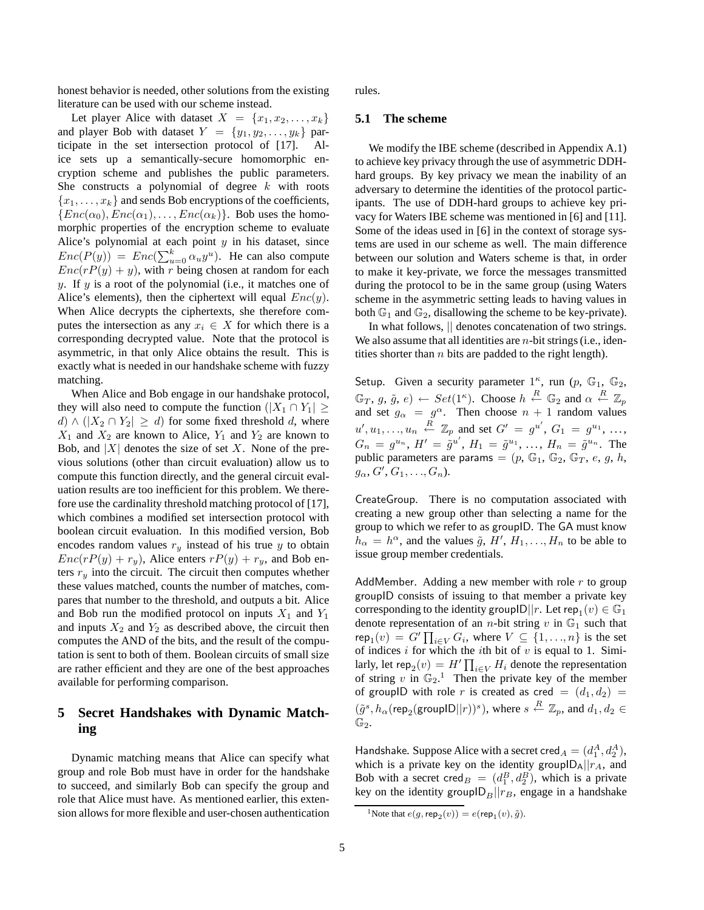honest behavior is needed, other solutions from the existing literature can be used with our scheme instead.

Let player Alice with dataset $X = \{x_1, x_2, \ldots, x_k\}$ and player Bob with dataset $Y = \{y_1, y_2, \ldots, y_k\}$ participate in the set intersection protocol of [17]. Alice sets up a semantically-secure homomorphic encryption scheme and publishes the public parameters. She constructs a polynomial of degree $k$ with roots $\{x_1, \ldots, x_k\}$ and sends Bob encryptions of the coefficients, $\{Enc(\alpha_0), Enc(\alpha_1), \ldots, Enc(\alpha_k)\}$. Bob uses the homomorphic properties of the encryption scheme to evaluate Alice's polynomial at each point $y$ in his dataset, since $Enc(P(y)) = Enc(\sum_{u=0}^{k} \alpha_u y^u)$. He can also compute $Enc(rP(y) + y)$, with $r$ being chosen at random for each $y$. If $y$ is a root of the polynomial (i.e., it matches one of Alice's elements), then the ciphertext will equal $Enc(y)$. When Alice decrypts the ciphertexts, she therefore computes the intersection as any $x_i \in X$ for which there is a corresponding decrypted value. Note that the protocol is asymmetric, in that only Alice obtains the result. This is exactly what is needed in our handshake scheme with fuzzy matching.

When Alice and Bob engage in our handshake protocol, they will also need to compute the function $(|X_1 \cap Y_1| \geq d) \wedge (|X_2 \cap Y_2| \geq d)$ for some fixed threshold $d$, where $X_1$ and $X_2$ are known to Alice, $Y_1$ and $Y_2$ are known to Bob, and $|X|$ denotes the size of set $X$. None of the previous solutions (other than circuit evaluation) allow us to compute this function directly, and the general circuit evaluation results are too inefficient for this problem. We therefore use the cardinality threshold matching protocol of [17], which combines a modified set intersection protocol with boolean circuit evaluation. In this modified version, Bob encodes random values $r_y$ instead of his true $y$ to obtain $Enc(rP(y) + r_y)$, Alice enters $rP(y) + r_y$, and Bob enters $r_y$ into the circuit. The circuit then computes whether these values matched, counts the number of matches, compares that number to the threshold, and outputs a bit. Alice and Bob run the modified protocol on inputs $X_1$ and $Y_1$ and inputs $X_2$ and $Y_2$ as described above, the circuit then computes the AND of the bits, and the result of the computation is sent to both of them. Boolean circuits of small size are rather efficient and they are one of the best approaches available for performing comparison.

# 5 Secret Handshakes with Dynamic Matching

Dynamic matching means that Alice can specify what group and role Bob must have in order for the handshake to succeed, and similarly Bob can specify the group and role that Alice must have. As mentioned earlier, this extension allows for more flexible and user-chosen authentication rules.

## 5.1 The scheme

We modify the IBE scheme (described in Appendix A.1) to achieve key privacy through the use of asymmetric DDH-hard groups. By key privacy we mean the inability of an adversary to determine the identities of the protocol participants. The use of DDH-hard groups to achieve key privacy for Waters IBE scheme was mentioned in [6] and [11]. Some of the ideas used in [6] in the context of storage systems are used in our scheme as well. The main difference between our solution and Waters scheme is that, in order to make it key-private, we force the messages transmitted during the protocol to be in the same group (using Waters scheme in the asymmetric setting leads to having values in both $\mathbb{G}_1$ and $\mathbb{G}_2$, disallowing the scheme to be key-private).

In what follows, $||$ denotes concatenation of two strings. We also assume that all identities are $n$-bit strings (i.e., identities shorter than $n$ bits are padded to the right length).

Setup. Given a security parameter $1^\kappa$, run $(p, \mathbb{G}_1, \mathbb{G}_2, \mathbb{G}_T, g, \tilde{g}, e) \leftarrow Set(1^\kappa)$. Choose $h \stackrel{R}{\leftarrow} \mathbb{G}_2$ and $\alpha \stackrel{R}{\leftarrow} \mathbb{Z}_p$ and set $g_\alpha = g^\alpha$. Then choose $n+1$ random values $u', u_1, \ldots, u_n \stackrel{R}{\leftarrow} \mathbb{Z}_p$ and set $G' = g^{u'}$, $G_1 = g^{u_1}$, $\ldots$, $G_n = g^{u_n}$, $H' = \tilde{g}^{u'}$, $H_1 = \tilde{g}^{u_1}$, $\ldots$, $H_n = \tilde{g}^{u_n}$. The public parameters are $\mathsf{params} = (p, \mathbb{G}_1, \mathbb{G}_2, \mathbb{G}_T, e, g, h, g_\alpha, G', G_1, \ldots, G_n)$.

CreateGroup. There is no computation associated with creating a new group other than selecting a name for the group to which we refer to as groupID. The GA must know $h_\alpha = h^\alpha$, and the values $\tilde{g}$, $H'$, $H_1, \ldots, H_n$ to be able to issue group member credentials.

AddMember. Adding a new member with role $r$ to group groupID consists of issuing to that member a private key corresponding to the identity groupID$||r$. Let $\mathsf{rep}_1(v) \in \mathbb{G}_1$ denote representation of an $n$-bit string $v$ in $\mathbb{G}_1$ such that $\mathsf{rep}_1(v) = G' \prod_{i \in V} G_i$, where $V \subseteq \{1, \ldots, n\}$ is the set of indices $i$ for which the $i$th bit of $v$ is equal to 1. Similarly, let $\mathsf{rep}_2(v) = H' \prod_{i \in V} H_i$ denote the representation of string $v$ in $\mathbb{G}_2$.[1] Then the private key of the member of groupID with role $r$ is created as $\mathsf{cred} = (d_1, d_2) = (\tilde{g}^s, h_\alpha(\mathsf{rep}_2(\mathsf{groupID}||r))^s)$, where $s \stackrel{R}{\leftarrow} \mathbb{Z}_p$, and $d_1, d_2 \in \mathbb{G}_2$.

Handshake. Suppose Alice with a secret $\mathsf{cred}_A = (d_1^A, d_2^A)$, which is a private key on the identity $\mathsf{groupID_A}||r_A$, and Bob with a secret $\mathsf{cred}_B = (d_1^B, d_2^B)$, which is a private key on the identity $\mathsf{groupID}_B||r_B$, engage in a handshake

[1] Note that $e(g, \mathsf{rep}_2(v)) = e(\mathsf{rep}_1(v), \tilde{g})$.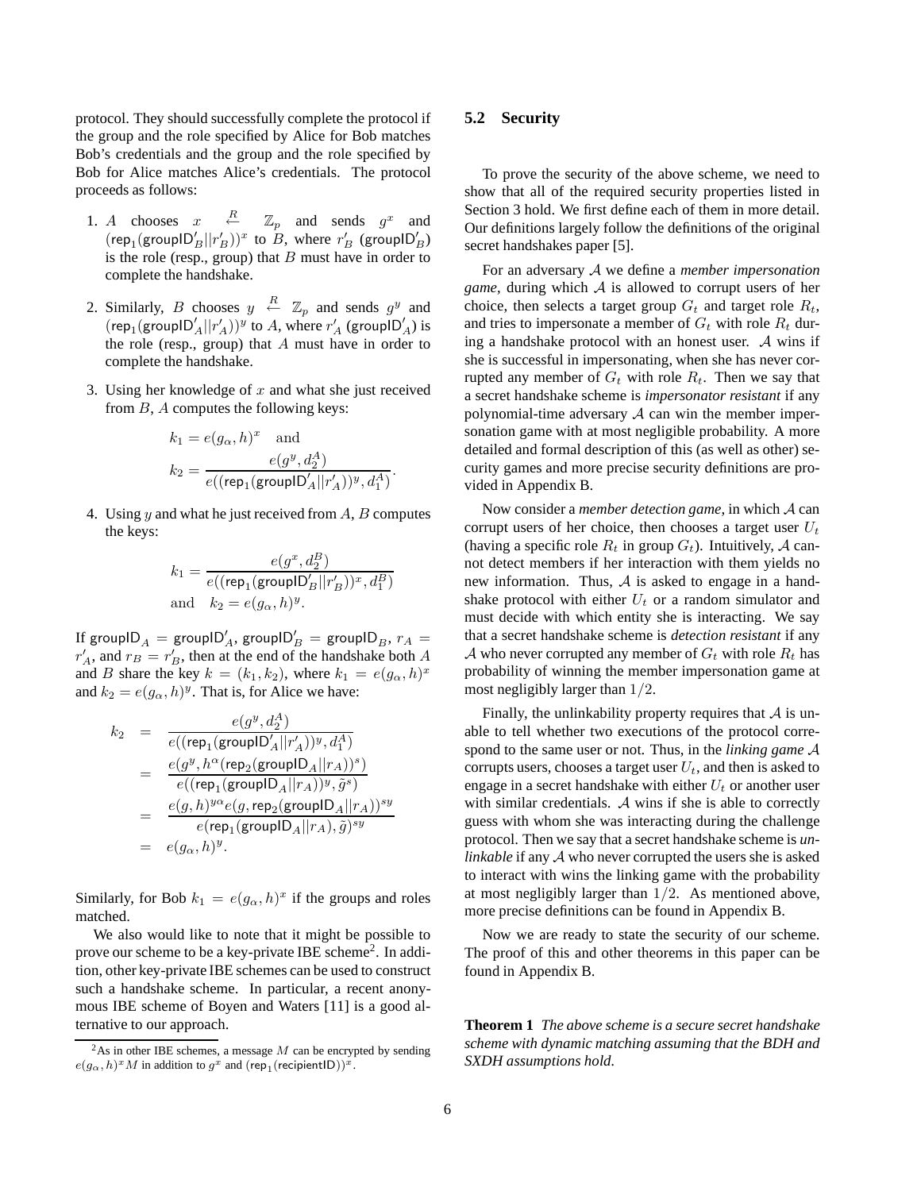protocol. They should successfully complete the protocol if the group and the role specified by Alice for Bob matches Bob's credentials and the group and the role specified by Bob for Alice matches Alice's credentials. The protocol proceeds as follows:

1. $A$ chooses $x \stackrel{R}{\leftarrow} \mathbb{Z}_p$ and sends $g^x$ and $(\mathsf{rep}_1(\mathsf{groupID}'_B||r'_B))^x$ to $B$, where $r'_B$ ($\mathsf{groupID}'_B$) is the role (resp., group) that $B$ must have in order to complete the handshake.

2. Similarly, $B$ chooses $y \stackrel{R}{\leftarrow} \mathbb{Z}_p$ and sends $g^y$ and $(\mathsf{rep}_1(\mathsf{groupID}'_A||r'_A))^y$ to $A$, where $r'_A$ ($\mathsf{groupID}'_A$) is the role (resp., group) that $A$ must have in order to complete the handshake.

3. Using her knowledge of $x$ and what she just received from $B$, $A$ computes the following keys:
$$k_1 = e(g_\alpha, h)^x \quad \text{and}$$
$$k_2 = \frac{e(g^y, d_2^A)}{e((\mathsf{rep}_1(\mathsf{groupID}'_A||r'_A))^y, d_1^A)}.$$

4. Using $y$ and what he just received from $A$, $B$ computes the keys:
$$k_1 = \frac{e(g^x, d_2^B)}{e((\mathsf{rep}_1(\mathsf{groupID}'_B||r'_B))^x, d_1^B)}$$
$$\text{and} \quad k_2 = e(g_\alpha, h)^y.$$

If $\mathsf{groupID}_A = \mathsf{groupID}'_A$, $\mathsf{groupID}'_B = \mathsf{groupID}_B$, $r_A = r'_A$, and $r_B = r'_B$, then at the end of the handshake both $A$ and $B$ share the key $k = (k_1, k_2)$, where $k_1 = e(g_\alpha, h)^x$ and $k_2 = e(g_\alpha, h)^y$. That is, for Alice we have:

$$\begin{aligned}
k_2 &= \frac{e(g^y, d_2^A)}{e((\mathsf{rep}_1(\mathsf{groupID}'_A||r'_A))^y, d_1^A)} \\
&= \frac{e(g^y, h^\alpha(\mathsf{rep}_2(\mathsf{groupID}_A||r_A))^s)}{e((\mathsf{rep}_1(\mathsf{groupID}_A||r_A))^y, \tilde{g}^s)} \\
&= \frac{e(g,h)^{y\alpha} e(g, \mathsf{rep}_2(\mathsf{groupID}_A||r_A))^{sy}}{e(\mathsf{rep}_1(\mathsf{groupID}_A||r_A), \tilde{g})^{sy}} \\
&= e(g_\alpha, h)^y.
\end{aligned}$$

Similarly, for Bob $k_1 = e(g_\alpha, h)^x$ if the groups and roles matched.

We also would like to note that it might be possible to prove our scheme to be a key-private IBE scheme[2]. In addition, other key-private IBE schemes can be used to construct such a handshake scheme. In particular, a recent anonymous IBE scheme of Boyen and Waters [11] is a good alternative to our approach.

[2] As in other IBE schemes, a message $M$ can be encrypted by sending $e(g_\alpha, h)^x M$ in addition to $g^x$ and $(\mathsf{rep}_1(\mathsf{recipientID}))^x$.

## 5.2 Security

To prove the security of the above scheme, we need to show that all of the required security properties listed in Section 3 hold. We first define each of them in more detail. Our definitions largely follow the definitions of the original secret handshakes paper [5].

For an adversary $\mathcal{A}$ we define a *member impersonation game*, during which $\mathcal{A}$ is allowed to corrupt users of her choice, then selects a target group $G_t$ and target role $R_t$, and tries to impersonate a member of $G_t$ with role $R_t$ during a handshake protocol with an honest user. $\mathcal{A}$ wins if she is successful in impersonating, when she has never corrupted any member of $G_t$ with role $R_t$. Then we say that a secret handshake scheme is *impersonator resistant* if any polynomial-time adversary $\mathcal{A}$ can win the member impersonation game with at most negligible probability. A more detailed and formal description of this (as well as other) security games and more precise security definitions are provided in Appendix B.

Now consider a *member detection game*, in which $\mathcal{A}$ can corrupt users of her choice, then chooses a target user $U_t$ (having a specific role $R_t$ in group $G_t$). Intuitively, $\mathcal{A}$ cannot detect members if her interaction with them yields no new information. Thus, $\mathcal{A}$ is asked to engage in a handshake protocol with either $U_t$ or a random simulator and must decide with which entity she is interacting. We say that a secret handshake scheme is *detection resistant* if any $\mathcal{A}$ who never corrupted any member of $G_t$ with role $R_t$ has probability of winning the member impersonation game at most negligibly larger than $1/2$.

Finally, the unlinkability property requires that $\mathcal{A}$ is unable to tell whether two executions of the protocol correspond to the same user or not. Thus, in the *linking game* $\mathcal{A}$ corrupts users, chooses a target user $U_t$, and then is asked to engage in a secret handshake with either $U_t$ or another user with similar credentials. $\mathcal{A}$ wins if she is able to correctly guess with whom she was interacting during the challenge protocol. Then we say that a secret handshake scheme is *unlinkable* if any $\mathcal{A}$ who never corrupted the users she is asked to interact with wins the linking game with the probability at most negligibly larger than $1/2$. As mentioned above, more precise definitions can be found in Appendix B.

Now we are ready to state the security of our scheme. The proof of this and other theorems in this paper can be found in Appendix B.

**Theorem 1** *The above scheme is a secure secret handshake scheme with dynamic matching assuming that the BDH and SXDH assumptions hold.*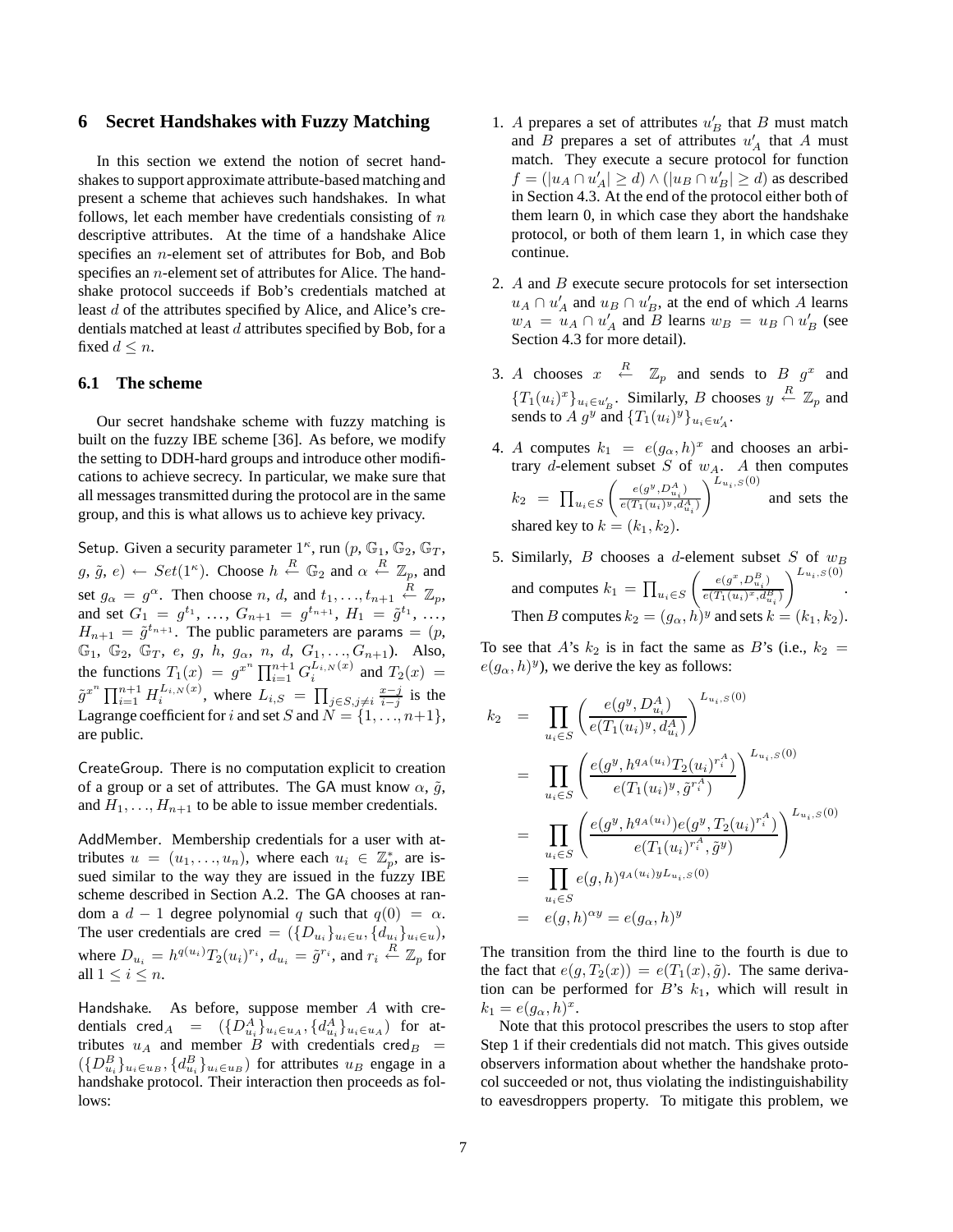## 6 Secret Handshakes with Fuzzy Matching

In this section we extend the notion of secret handshakes to support approximate attribute-based matching and present a scheme that achieves such handshakes. In what follows, let each member have credentials consisting of $n$ descriptive attributes. At the time of a handshake Alice specifies an $n$-element set of attributes for Bob, and Bob specifies an $n$-element set of attributes for Alice. The handshake protocol succeeds if Bob's credentials matched at least $d$ of the attributes specified by Alice, and Alice's credentials matched at least $d$ attributes specified by Bob, for a fixed $d \leq n$.

### 6.1 The scheme

Our secret handshake scheme with fuzzy matching is built on the fuzzy IBE scheme [36]. As before, we modify the setting to DDH-hard groups and introduce other modifications to achieve secrecy. In particular, we make sure that all messages transmitted during the protocol are in the same group, and this is what allows us to achieve key privacy.

Setup. Given a security parameter $1^\kappa$, run $(p, \mathbb{G}_1, \mathbb{G}_2, \mathbb{G}_T, g, \tilde{g}, e) \leftarrow Set(1^\kappa)$. Choose $h \xleftarrow{R} \mathbb{G}_2$ and $\alpha \xleftarrow{R} \mathbb{Z}_p$, and set $g_\alpha = g^\alpha$. Then choose $n$, $d$, and $t_1, \ldots, t_{n+1} \xleftarrow{R} \mathbb{Z}_p$, and set $G_1 = g^{t_1}, \ldots, G_{n+1} = g^{t_{n+1}}$, $H_1 = \tilde{g}^{t_1}, \ldots, H_{n+1} = \tilde{g}^{t_{n+1}}$. The public parameters are $\mathsf{params} = (p, \mathbb{G}_1, \mathbb{G}_2, \mathbb{G}_T, e, g, h, g_\alpha, n, d, G_1, \ldots, G_{n+1})$. Also, the functions $T_1(x) = g^{x^n} \prod_{i=1}^{n+1} G_i^{L_{i,N}(x)}$ and $T_2(x) = \tilde{g}^{x^n} \prod_{i=1}^{n+1} H_i^{L_{i,N}(x)}$, where $L_{i,S} = \prod_{j \in S, j \neq i} \frac{x-j}{i-j}$ is the Lagrange coefficient for $i$ and set $S$ and $N = \{1, \ldots, n+1\}$, are public.

CreateGroup. There is no computation explicit to creation of a group or a set of attributes. The GA must know $\alpha$, $\tilde{g}$, and $H_1, \ldots, H_{n+1}$ to be able to issue member credentials.

AddMember. Membership credentials for a user with attributes $u = (u_1, \ldots, u_n)$, where each $u_i \in \mathbb{Z}_p^*$, are issued similar to the way they are issued in the fuzzy IBE scheme described in Section A.2. The GA chooses at random a $d-1$ degree polynomial $q$ such that $q(0) = \alpha$. The user credentials are $\mathsf{cred} = (\{D_{u_i}\}_{u_i \in u}, \{d_{u_i}\}_{u_i \in u})$, where $D_{u_i} = h^{q(u_i)} T_2(u_i)^{r_i}$, $d_{u_i} = \tilde{g}^{r_i}$, and $r_i \xleftarrow{R} \mathbb{Z}_p$ for all $1 \leq i \leq n$.

Handshake. As before, suppose member $A$ with credentials $\mathsf{cred}_A = (\{D^A_{u_i}\}_{u_i \in u_A}, \{d^A_{u_i}\}_{u_i \in u_A})$ for attributes $u_A$ and member $B$ with credentials $\mathsf{cred}_B = (\{D^B_{u_i}\}_{u_i \in u_B}, \{d^B_{u_i}\}_{u_i \in u_B})$ for attributes $u_B$ engage in a handshake protocol. Their interaction then proceeds as follows:

1. $A$ prepares a set of attributes $u'_B$ that $B$ must match and $B$ prepares a set of attributes $u'_A$ that $A$ must match. They execute a secure protocol for function $f = (|u_A \cap u'_A| \geq d) \wedge (|u_B \cap u'_B| \geq d)$ as described in Section 4.3. At the end of the protocol either both of them learn 0, in which case they abort the handshake protocol, or both of them learn 1, in which case they continue.
2. $A$ and $B$ execute secure protocols for set intersection $u_A \cap u'_A$ and $u_B \cap u'_B$, at the end of which $A$ learns $w_A = u_A \cap u'_A$ and $B$ learns $w_B = u_B \cap u'_B$ (see Section 4.3 for more detail).
3. $A$ chooses $x \xleftarrow{R} \mathbb{Z}_p$ and sends to $B$ $g^x$ and $\{T_1(u_i)^x\}_{u_i \in u'_B}$. Similarly, $B$ chooses $y \xleftarrow{R} \mathbb{Z}_p$ and sends to $A$ $g^y$ and $\{T_1(u_i)^y\}_{u_i \in u'_A}$.
4. $A$ computes $k_1 = e(g_\alpha, h)^x$ and chooses an arbitrary $d$-element subset $S$ of $w_A$. $A$ then computes $k_2 = \prod_{u_i \in S} \left( \frac{e(g^y, D^A_{u_i})}{e(T_1(u_i)^y, d^A_{u_i})} \right)^{L_{u_i,S}(0)}$ and sets the shared key to $k = (k_1, k_2)$.
5. Similarly, $B$ chooses a $d$-element subset $S$ of $w_B$ and computes $k_1 = \prod_{u_i \in S} \left( \frac{e(g^x, D^B_{u_i})}{e(T_1(u_i)^x, d^B_{u_i})} \right)^{L_{u_i,S}(0)}$. Then $B$ computes $k_2 = (g_\alpha, h)^y$ and sets $k = (k_1, k_2)$.

To see that $A$'s $k_2$ is in fact the same as $B$'s (i.e., $k_2 = e(g_\alpha, h)^y$), we derive the key as follows:

$$
\begin{aligned}
k_2 &= \prod_{u_i \in S} \left( \frac{e(g^y, D^A_{u_i})}{e(T_1(u_i)^y, d^A_{u_i})} \right)^{L_{u_i,S}(0)} \\
&= \prod_{u_i \in S} \left( \frac{e(g^y, h^{q_A(u_i)} T_2(u_i)^{r^A_i})}{e(T_1(u_i)^y, \tilde{g}^{r^A_i})} \right)^{L_{u_i,S}(0)} \\
&= \prod_{u_i \in S} \left( \frac{e(g^y, h^{q_A(u_i)}) e(g^y, T_2(u_i)^{r^A_i})}{e(T_1(u_i)^{r^A_i}, \tilde{g}^y)} \right)^{L_{u_i,S}(0)} \\
&= \prod_{u_i \in S} e(g, h)^{q_A(u_i) y L_{u_i,S}(0)} \\
&= e(g, h)^{\alpha y} = e(g_\alpha, h)^y
\end{aligned}
$$

The transition from the third line to the fourth is due to the fact that $e(g, T_2(x)) = e(T_1(x), \tilde{g})$. The same derivation can be performed for $B$'s $k_1$, which will result in $k_1 = e(g_\alpha, h)^x$.

Note that this protocol prescribes the users to stop after Step 1 if their credentials did not match. This gives outside observers information about whether the handshake protocol succeeded or not, thus violating the indistinguishability to eavesdroppers property. To mitigate this problem, we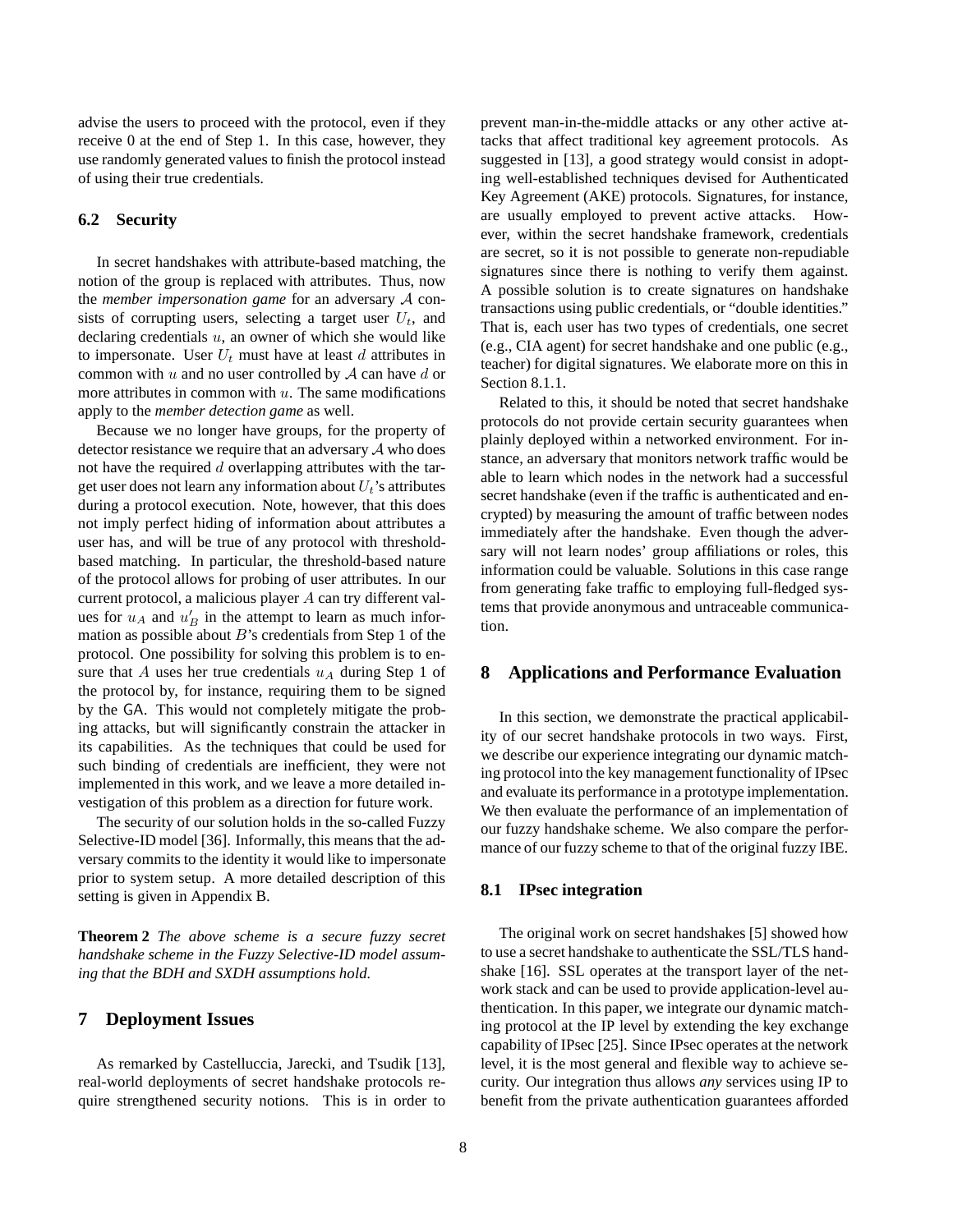advise the users to proceed with the protocol, even if they receive 0 at the end of Step 1. In this case, however, they use randomly generated values to finish the protocol instead of using their true credentials.

### 6.2 Security

In secret handshakes with attribute-based matching, the notion of the group is replaced with attributes. Thus, now the *member impersonation game* for an adversary $\mathcal{A}$ consists of corrupting users, selecting a target user $U_t$, and declaring credentials $u$, an owner of which she would like to impersonate. User $U_t$ must have at least $d$ attributes in common with $u$ and no user controlled by $\mathcal{A}$ can have $d$ or more attributes in common with $u$. The same modifications apply to the *member detection game* as well.

Because we no longer have groups, for the property of detector resistance we require that an adversary $\mathcal{A}$ who does not have the required $d$ overlapping attributes with the target user does not learn any information about $U_t$'s attributes during a protocol execution. Note, however, that this does not imply perfect hiding of information about attributes a user has, and will be true of any protocol with threshold-based matching. In particular, the threshold-based nature of the protocol allows for probing of user attributes. In our current protocol, a malicious player $A$ can try different values for $u_A$ and $u'_B$ in the attempt to learn as much information as possible about $B$'s credentials from Step 1 of the protocol. One possibility for solving this problem is to ensure that $A$ uses her true credentials $u_A$ during Step 1 of the protocol by, for instance, requiring them to be signed by the GA. This would not completely mitigate the probing attacks, but will significantly constrain the attacker in its capabilities. As the techniques that could be used for such binding of credentials are inefficient, they were not implemented in this work, and we leave a more detailed investigation of this problem as a direction for future work.

The security of our solution holds in the so-called Fuzzy Selective-ID model [36]. Informally, this means that the adversary commits to the identity it would like to impersonate prior to system setup. A more detailed description of this setting is given in Appendix B.

**Theorem 2** *The above scheme is a secure fuzzy secret handshake scheme in the Fuzzy Selective-ID model assuming that the BDH and SXDH assumptions hold.*

## 7 Deployment Issues

As remarked by Castelluccia, Jarecki, and Tsudik [13], real-world deployments of secret handshake protocols require strengthened security notions. This is in order to prevent man-in-the-middle attacks or any other active attacks that affect traditional key agreement protocols. As suggested in [13], a good strategy would consist in adopting well-established techniques devised for Authenticated Key Agreement (AKE) protocols. Signatures, for instance, are usually employed to prevent active attacks. However, within the secret handshake framework, credentials are secret, so it is not possible to generate non-repudiable signatures since there is nothing to verify them against. A possible solution is to create signatures on handshake transactions using public credentials, or "double identities." That is, each user has two types of credentials, one secret (e.g., CIA agent) for secret handshake and one public (e.g., teacher) for digital signatures. We elaborate more on this in Section 8.1.1.

Related to this, it should be noted that secret handshake protocols do not provide certain security guarantees when plainly deployed within a networked environment. For instance, an adversary that monitors network traffic would be able to learn which nodes in the network had a successful secret handshake (even if the traffic is authenticated and encrypted) by measuring the amount of traffic between nodes immediately after the handshake. Even though the adversary will not learn nodes' group affiliations or roles, this information could be valuable. Solutions in this case range from generating fake traffic to employing full-fledged systems that provide anonymous and untraceable communication.

## 8 Applications and Performance Evaluation

In this section, we demonstrate the practical applicability of our secret handshake protocols in two ways. First, we describe our experience integrating our dynamic matching protocol into the key management functionality of IPsec and evaluate its performance in a prototype implementation. We then evaluate the performance of an implementation of our fuzzy handshake scheme. We also compare the performance of our fuzzy scheme to that of the original fuzzy IBE.

### 8.1 IPsec integration

The original work on secret handshakes [5] showed how to use a secret handshake to authenticate the SSL/TLS handshake [16]. SSL operates at the transport layer of the network stack and can be used to provide application-level authentication. In this paper, we integrate our dynamic matching protocol at the IP level by extending the key exchange capability of IPsec [25]. Since IPsec operates at the network level, it is the most general and flexible way to achieve security. Our integration thus allows *any* services using IP to benefit from the private authentication guarantees afforded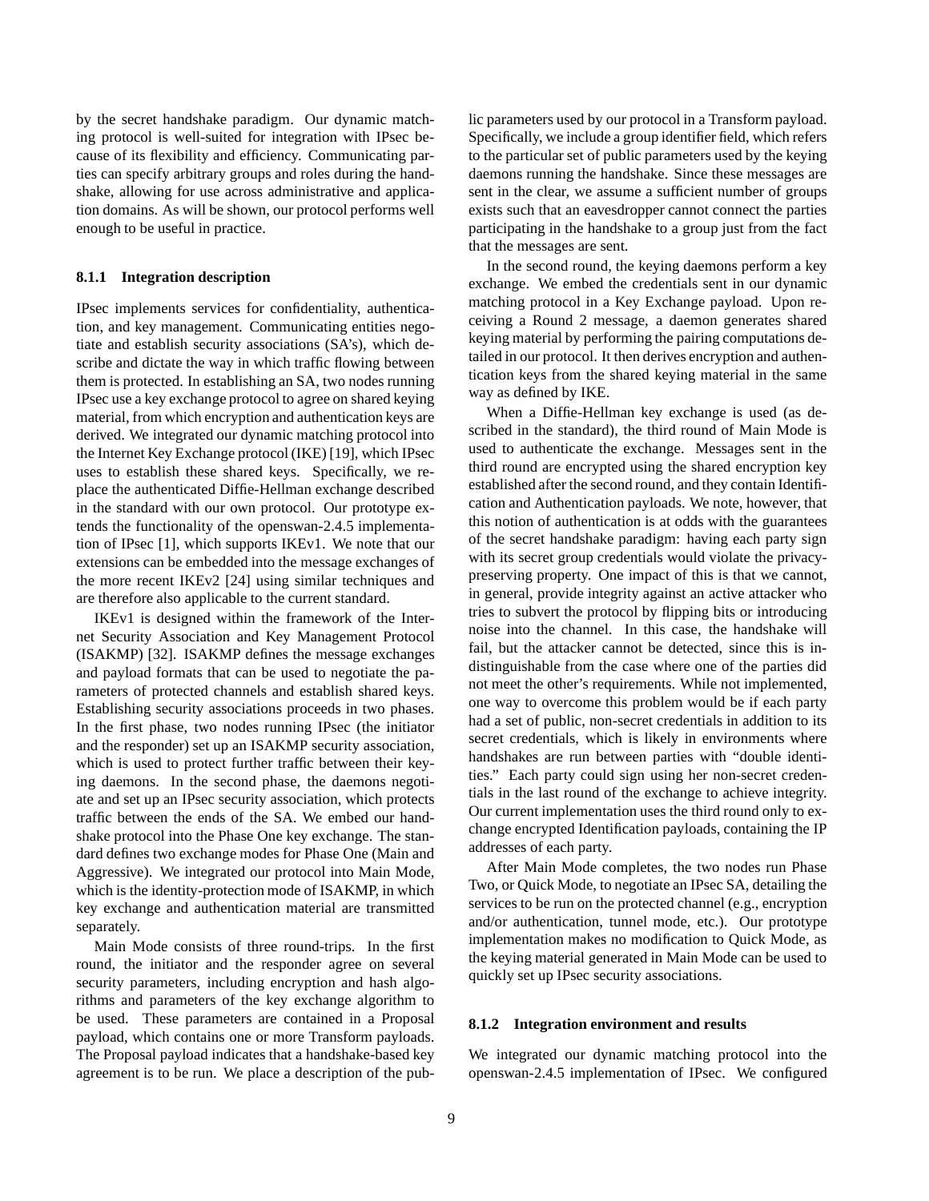by the secret handshake paradigm. Our dynamic matching protocol is well-suited for integration with IPsec because of its flexibility and efficiency. Communicating parties can specify arbitrary groups and roles during the handshake, allowing for use across administrative and application domains. As will be shown, our protocol performs well enough to be useful in practice.

#### 8.1.1 Integration description

IPsec implements services for confidentiality, authentication, and key management. Communicating entities negotiate and establish security associations (SA's), which describe and dictate the way in which traffic flowing between them is protected. In establishing an SA, two nodes running IPsec use a key exchange protocol to agree on shared keying material, from which encryption and authentication keys are derived. We integrated our dynamic matching protocol into the Internet Key Exchange protocol (IKE) [19], which IPsec uses to establish these shared keys. Specifically, we replace the authenticated Diffie-Hellman exchange described in the standard with our own protocol. Our prototype extends the functionality of the openswan-2.4.5 implementation of IPsec [1], which supports IKEv1. We note that our extensions can be embedded into the message exchanges of the more recent IKEv2 [24] using similar techniques and are therefore also applicable to the current standard.

IKEv1 is designed within the framework of the Internet Security Association and Key Management Protocol (ISAKMP) [32]. ISAKMP defines the message exchanges and payload formats that can be used to negotiate the parameters of protected channels and establish shared keys. Establishing security associations proceeds in two phases. In the first phase, two nodes running IPsec (the initiator and the responder) set up an ISAKMP security association, which is used to protect further traffic between their keying daemons. In the second phase, the daemons negotiate and set up an IPsec security association, which protects traffic between the ends of the SA. We embed our handshake protocol into the Phase One key exchange. The standard defines two exchange modes for Phase One (Main and Aggressive). We integrated our protocol into Main Mode, which is the identity-protection mode of ISAKMP, in which key exchange and authentication material are transmitted separately.

Main Mode consists of three round-trips. In the first round, the initiator and the responder agree on several security parameters, including encryption and hash algorithms and parameters of the key exchange algorithm to be used. These parameters are contained in a Proposal payload, which contains one or more Transform payloads. The Proposal payload indicates that a handshake-based key agreement is to be run. We place a description of the public parameters used by our protocol in a Transform payload. Specifically, we include a group identifier field, which refers to the particular set of public parameters used by the keying daemons running the handshake. Since these messages are sent in the clear, we assume a sufficient number of groups exists such that an eavesdropper cannot connect the parties participating in the handshake to a group just from the fact that the messages are sent.

In the second round, the keying daemons perform a key exchange. We embed the credentials sent in our dynamic matching protocol in a Key Exchange payload. Upon receiving a Round 2 message, a daemon generates shared keying material by performing the pairing computations detailed in our protocol. It then derives encryption and authentication keys from the shared keying material in the same way as defined by IKE.

When a Diffie-Hellman key exchange is used (as described in the standard), the third round of Main Mode is used to authenticate the exchange. Messages sent in the third round are encrypted using the shared encryption key established after the second round, and they contain Identification and Authentication payloads. We note, however, that this notion of authentication is at odds with the guarantees of the secret handshake paradigm: having each party sign with its secret group credentials would violate the privacy-preserving property. One impact of this is that we cannot, in general, provide integrity against an active attacker who tries to subvert the protocol by flipping bits or introducing noise into the channel. In this case, the handshake will fail, but the attacker cannot be detected, since this is indistinguishable from the case where one of the parties did not meet the other's requirements. While not implemented, one way to overcome this problem would be if each party had a set of public, non-secret credentials in addition to its secret credentials, which is likely in environments where handshakes are run between parties with "double identities." Each party could sign using her non-secret credentials in the last round of the exchange to achieve integrity. Our current implementation uses the third round only to exchange encrypted Identification payloads, containing the IP addresses of each party.

After Main Mode completes, the two nodes run Phase Two, or Quick Mode, to negotiate an IPsec SA, detailing the services to be run on the protected channel (e.g., encryption and/or authentication, tunnel mode, etc.). Our prototype implementation makes no modification to Quick Mode, as the keying material generated in Main Mode can be used to quickly set up IPsec security associations.

#### 8.1.2 Integration environment and results

We integrated our dynamic matching protocol into the openswan-2.4.5 implementation of IPsec. We configured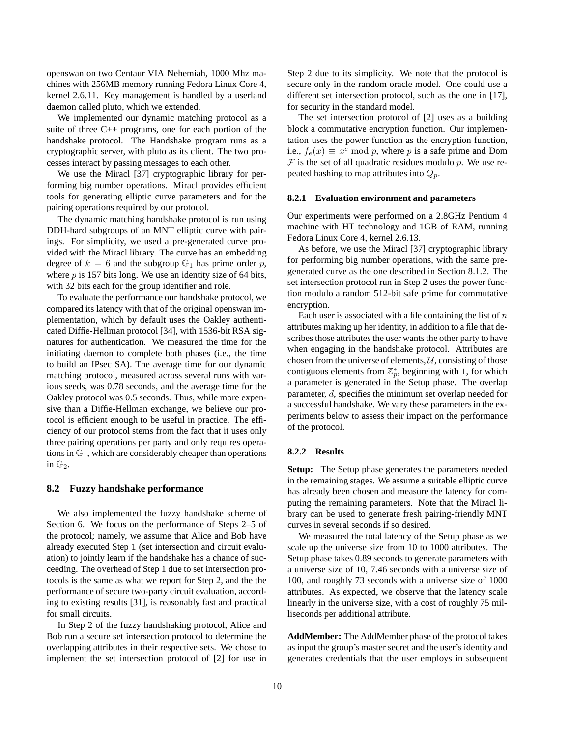openswan on two Centaur VIA Nehemiah, 1000 Mhz machines with 256MB memory running Fedora Linux Core 4, kernel 2.6.11. Key management is handled by a userland daemon called pluto, which we extended.

We implemented our dynamic matching protocol as a suite of three C++ programs, one for each portion of the handshake protocol. The Handshake program runs as a cryptographic server, with pluto as its client. The two processes interact by passing messages to each other.

We use the Miracl [37] cryptographic library for performing big number operations. Miracl provides efficient tools for generating elliptic curve parameters and for the pairing operations required by our protocol.

The dynamic matching handshake protocol is run using DDH-hard subgroups of an MNT elliptic curve with pairings. For simplicity, we used a pre-generated curve provided with the Miracl library. The curve has an embedding degree of $k = 6$ and the subgroup $\mathbb{G}_1$ has prime order $p$, where $p$ is 157 bits long. We use an identity size of 64 bits, with 32 bits each for the group identifier and role.

To evaluate the performance our handshake protocol, we compared its latency with that of the original openswan implementation, which by default uses the Oakley authenticated Diffie-Hellman protocol [34], with 1536-bit RSA signatures for authentication. We measured the time for the initiating daemon to complete both phases (i.e., the time to build an IPsec SA). The average time for our dynamic matching protocol, measured across several runs with various seeds, was 0.78 seconds, and the average time for the Oakley protocol was 0.5 seconds. Thus, while more expensive than a Diffie-Hellman exchange, we believe our protocol is efficient enough to be useful in practice. The efficiency of our protocol stems from the fact that it uses only three pairing operations per party and only requires operations in $\mathbb{G}_1$, which are considerably cheaper than operations in $\mathbb{G}_2$.

### 8.2 Fuzzy handshake performance

We also implemented the fuzzy handshake scheme of Section 6. We focus on the performance of Steps 2–5 of the protocol; namely, we assume that Alice and Bob have already executed Step 1 (set intersection and circuit evaluation) to jointly learn if the handshake has a chance of succeeding. The overhead of Step 1 due to set intersection protocols is the same as what we report for Step 2, and the the performance of secure two-party circuit evaluation, according to existing results [31], is reasonably fast and practical for small circuits.

In Step 2 of the fuzzy handshaking protocol, Alice and Bob run a secure set intersection protocol to determine the overlapping attributes in their respective sets. We chose to implement the set intersection protocol of [2] for use in Step 2 due to its simplicity. We note that the protocol is secure only in the random oracle model. One could use a different set intersection protocol, such as the one in [17], for security in the standard model.

The set intersection protocol of [2] uses as a building block a commutative encryption function. Our implementation uses the power function as the encryption function, i.e., $f_e(x) \equiv x^e \bmod p$, where $p$ is a safe prime and Dom $\mathcal{F}$ is the set of all quadratic residues modulo $p$. We use repeated hashing to map attributes into $Q_p$.

#### 8.2.1 Evaluation environment and parameters

Our experiments were performed on a 2.8GHz Pentium 4 machine with HT technology and 1GB of RAM, running Fedora Linux Core 4, kernel 2.6.13.

As before, we use the Miracl [37] cryptographic library for performing big number operations, with the same pre-generated curve as the one described in Section 8.1.2. The set intersection protocol run in Step 2 uses the power function modulo a random 512-bit safe prime for commutative encryption.

Each user is associated with a file containing the list of $n$ attributes making up her identity, in addition to a file that describes those attributes the user wants the other party to have when engaging in the handshake protocol. Attributes are chosen from the universe of elements, $\mathcal{U}$, consisting of those contiguous elements from $\mathbb{Z}_p^*$, beginning with 1, for which a parameter is generated in the Setup phase. The overlap parameter, $d$, specifies the minimum set overlap needed for a successful handshake. We vary these parameters in the experiments below to assess their impact on the performance of the protocol.

#### 8.2.2 Results

**Setup:** The Setup phase generates the parameters needed in the remaining stages. We assume a suitable elliptic curve has already been chosen and measure the latency for computing the remaining parameters. Note that the Miracl library can be used to generate fresh pairing-friendly MNT curves in several seconds if so desired.

We measured the total latency of the Setup phase as we scale up the universe size from 10 to 1000 attributes. The Setup phase takes 0.89 seconds to generate parameters with a universe size of 10, 7.46 seconds with a universe size of 100, and roughly 73 seconds with a universe size of 1000 attributes. As expected, we observe that the latency scale linearly in the universe size, with a cost of roughly 75 milliseconds per additional attribute.

**AddMember:** The AddMember phase of the protocol takes as input the group's master secret and the user's identity and generates credentials that the user employs in subsequent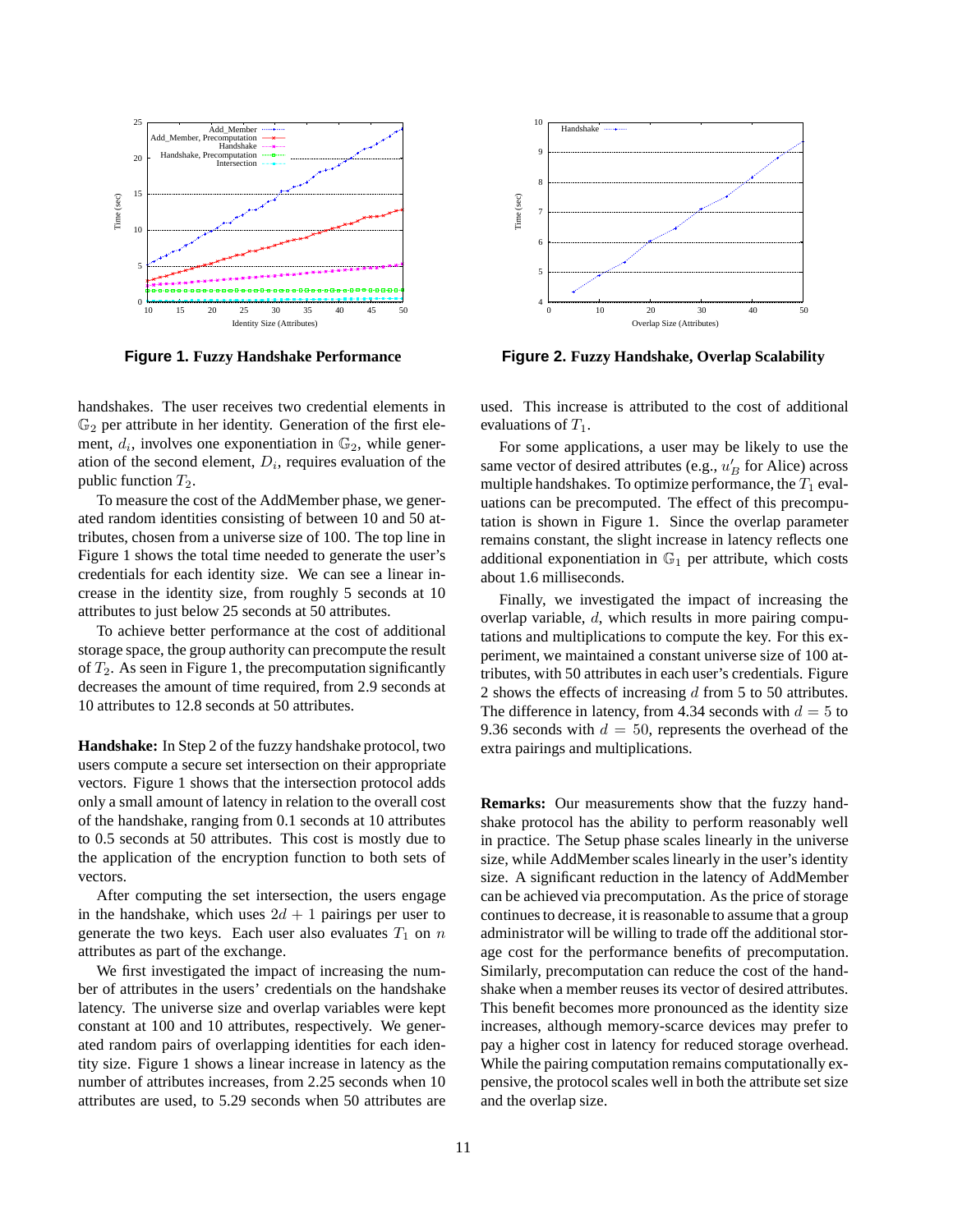**Figure 1.** **Fuzzy Handshake Performance**

**Figure 2.** **Fuzzy Handshake, Overlap Scalability**

handshakes. The user receives two credential elements in $\mathbb{G}_2$ per attribute in her identity. Generation of the first element, $d_i$, involves one exponentiation in $\mathbb{G}_2$, while generation of the second element, $D_i$, requires evaluation of the public function $T_2$.

To measure the cost of the AddMember phase, we generated random identities consisting of between 10 and 50 attributes, chosen from a universe size of 100. The top line in Figure 1 shows the total time needed to generate the user's credentials for each identity size. We can see a linear increase in the identity size, from roughly 5 seconds at 10 attributes to just below 25 seconds at 50 attributes.

To achieve better performance at the cost of additional storage space, the group authority can precompute the result of $T_2$. As seen in Figure 1, the precomputation significantly decreases the amount of time required, from 2.9 seconds at 10 attributes to 12.8 seconds at 50 attributes.

**Handshake:** In Step 2 of the fuzzy handshake protocol, two users compute a secure set intersection on their appropriate vectors. Figure 1 shows that the intersection protocol adds only a small amount of latency in relation to the overall cost of the handshake, ranging from 0.1 seconds at 10 attributes to 0.5 seconds at 50 attributes. This cost is mostly due to the application of the encryption function to both sets of vectors.

After computing the set intersection, the users engage in the handshake, which uses $2d + 1$ pairings per user to generate the two keys. Each user also evaluates $T_1$ on $n$ attributes as part of the exchange.

We first investigated the impact of increasing the number of attributes in the users' credentials on the handshake latency. The universe size and overlap variables were kept constant at 100 and 10 attributes, respectively. We generated random pairs of overlapping identities for each identity size. Figure 1 shows a linear increase in latency as the number of attributes increases, from 2.25 seconds when 10 attributes are used, to 5.29 seconds when 50 attributes are used. This increase is attributed to the cost of additional evaluations of $T_1$.

For some applications, a user may be likely to use the same vector of desired attributes (e.g., $u'_B$ for Alice) across multiple handshakes. To optimize performance, the $T_1$ evaluations can be precomputed. The effect of this precomputation is shown in Figure 1. Since the overlap parameter remains constant, the slight increase in latency reflects one additional exponentiation in $\mathbb{G}_1$ per attribute, which costs about 1.6 milliseconds.

Finally, we investigated the impact of increasing the overlap variable, $d$, which results in more pairing computations and multiplications to compute the key. For this experiment, we maintained a constant universe size of 100 attributes, with 50 attributes in each user's credentials. Figure 2 shows the effects of increasing $d$ from 5 to 50 attributes. The difference in latency, from 4.34 seconds with $d = 5$ to 9.36 seconds with $d = 50$, represents the overhead of the extra pairings and multiplications.

**Remarks:** Our measurements show that the fuzzy handshake protocol has the ability to perform reasonably well in practice. The Setup phase scales linearly in the universe size, while AddMember scales linearly in the user's identity size. A significant reduction in the latency of AddMember can be achieved via precomputation. As the price of storage continues to decrease, it is reasonable to assume that a group administrator will be willing to trade off the additional storage cost for the performance benefits of precomputation. Similarly, precomputation can reduce the cost of the handshake when a member reuses its vector of desired attributes. This benefit becomes more pronounced as the identity size increases, although memory-scarce devices may prefer to pay a higher cost in latency for reduced storage overhead. While the pairing computation remains computationally expensive, the protocol scales well in both the attribute set size and the overlap size.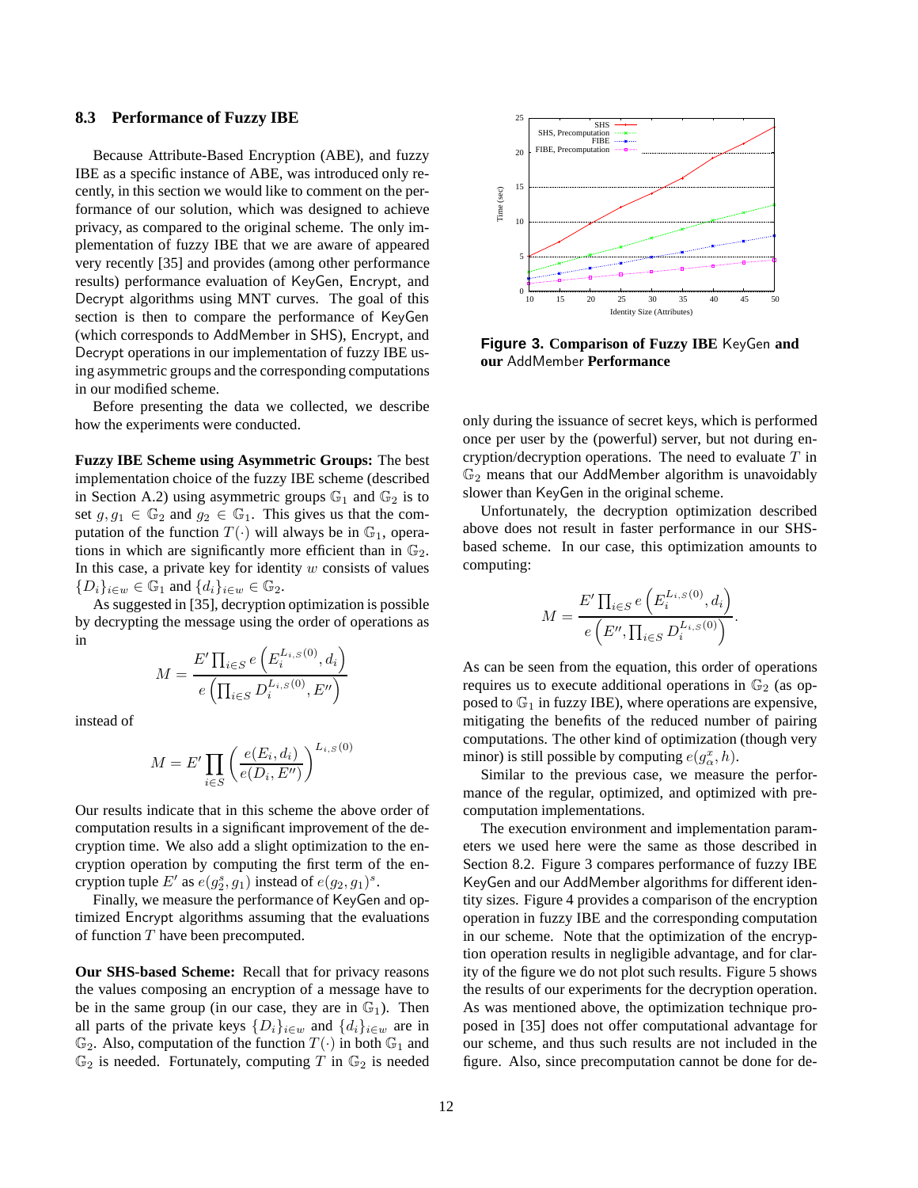### 8.3 Performance of Fuzzy IBE

Because Attribute-Based Encryption (ABE), and fuzzy IBE as a specific instance of ABE, was introduced only recently, in this section we would like to comment on the performance of our solution, which was designed to achieve privacy, as compared to the original scheme. The only implementation of fuzzy IBE that we are aware of appeared very recently [35] and provides (among other performance results) performance evaluation of KeyGen, Encrypt, and Decrypt algorithms using MNT curves. The goal of this section is then to compare the performance of KeyGen (which corresponds to AddMember in SHS), Encrypt, and Decrypt operations in our implementation of fuzzy IBE using asymmetric groups and the corresponding computations in our modified scheme.

Before presenting the data we collected, we describe how the experiments were conducted.

**Fuzzy IBE Scheme using Asymmetric Groups:** The best implementation choice of the fuzzy IBE scheme (described in Section A.2) using asymmetric groups $\mathbb{G}_1$ and $\mathbb{G}_2$ is to set $g, g_1 \in \mathbb{G}_2$ and $g_2 \in \mathbb{G}_1$. This gives us that the computation of the function $T(\cdot)$ will always be in $\mathbb{G}_1$, operations in which are significantly more efficient than in $\mathbb{G}_2$. In this case, a private key for identity $w$ consists of values $\{D_i\}_{i \in w} \in \mathbb{G}_1$ and $\{d_i\}_{i \in w} \in \mathbb{G}_2$.

As suggested in [35], decryption optimization is possible by decrypting the message using the order of operations as in

$$M = \frac{E' \prod_{i \in S} e\left(E_i^{L_{i,S}(0)}, d_i\right)}{e\left(\prod_{i \in S} D_i^{L_{i,S}(0)}, E''\right)}$$

instead of

$$M = E' \prod_{i \in S} \left(\frac{e(E_i, d_i)}{e(D_i, E'')}\right)^{L_{i,S}(0)}$$

Our results indicate that in this scheme the above order of computation results in a significant improvement of the decryption time. We also add a slight optimization to the encryption operation by computing the first term of the encryption tuple $E'$ as $e(g_2^s, g_1)$ instead of $e(g_2, g_1)^s$.

Finally, we measure the performance of KeyGen and optimized Encrypt algorithms assuming that the evaluations of function $T$ have been precomputed.

**Our SHS-based Scheme:** Recall that for privacy reasons the values composing an encryption of a message have to be in the same group (in our case, they are in $\mathbb{G}_1$). Then all parts of the private keys $\{D_i\}_{i \in w}$ and $\{d_i\}_{i \in w}$ are in $\mathbb{G}_2$. Also, computation of the function $T(\cdot)$ in both $\mathbb{G}_1$ and $\mathbb{G}_2$ is needed. Fortunately, computing $T$ in $\mathbb{G}_2$ is needed only during the issuance of secret keys, which is performed once per user by the (powerful) server, but not during encryption/decryption operations. The need to evaluate $T$ in $\mathbb{G}_2$ means that our AddMember algorithm is unavoidably slower than KeyGen in the original scheme.

**Figure 3. Comparison of Fuzzy IBE KeyGen and our AddMember Performance**

Unfortunately, the decryption optimization described above does not result in faster performance in our SHS-based scheme. In our case, this optimization amounts to computing:

$$M = \frac{E' \prod_{i \in S} e\left(E_i^{L_{i,S}(0)}, d_i\right)}{e\left(E'', \prod_{i \in S} D_i^{L_{i,S}(0)}\right)}.$$

As can be seen from the equation, this order of operations requires us to execute additional operations in $\mathbb{G}_2$ (as opposed to $\mathbb{G}_1$ in fuzzy IBE), where operations are expensive, mitigating the benefits of the reduced number of pairing computations. The other kind of optimization (though very minor) is still possible by computing $e(g_\alpha^x, h)$.

Similar to the previous case, we measure the performance of the regular, optimized, and optimized with precomputation implementations.

The execution environment and implementation parameters we used here were the same as those described in Section 8.2. Figure 3 compares performance of fuzzy IBE KeyGen and our AddMember algorithms for different identity sizes. Figure 4 provides a comparison of the encryption operation in fuzzy IBE and the corresponding computation in our scheme. Note that the optimization of the encryption operation results in negligible advantage, and for clarity of the figure we do not plot such results. Figure 5 shows the results of our experiments for the decryption operation. As was mentioned above, the optimization technique proposed in [35] does not offer computational advantage for our scheme, and thus such results are not included in the figure. Also, since precomputation cannot be done for de-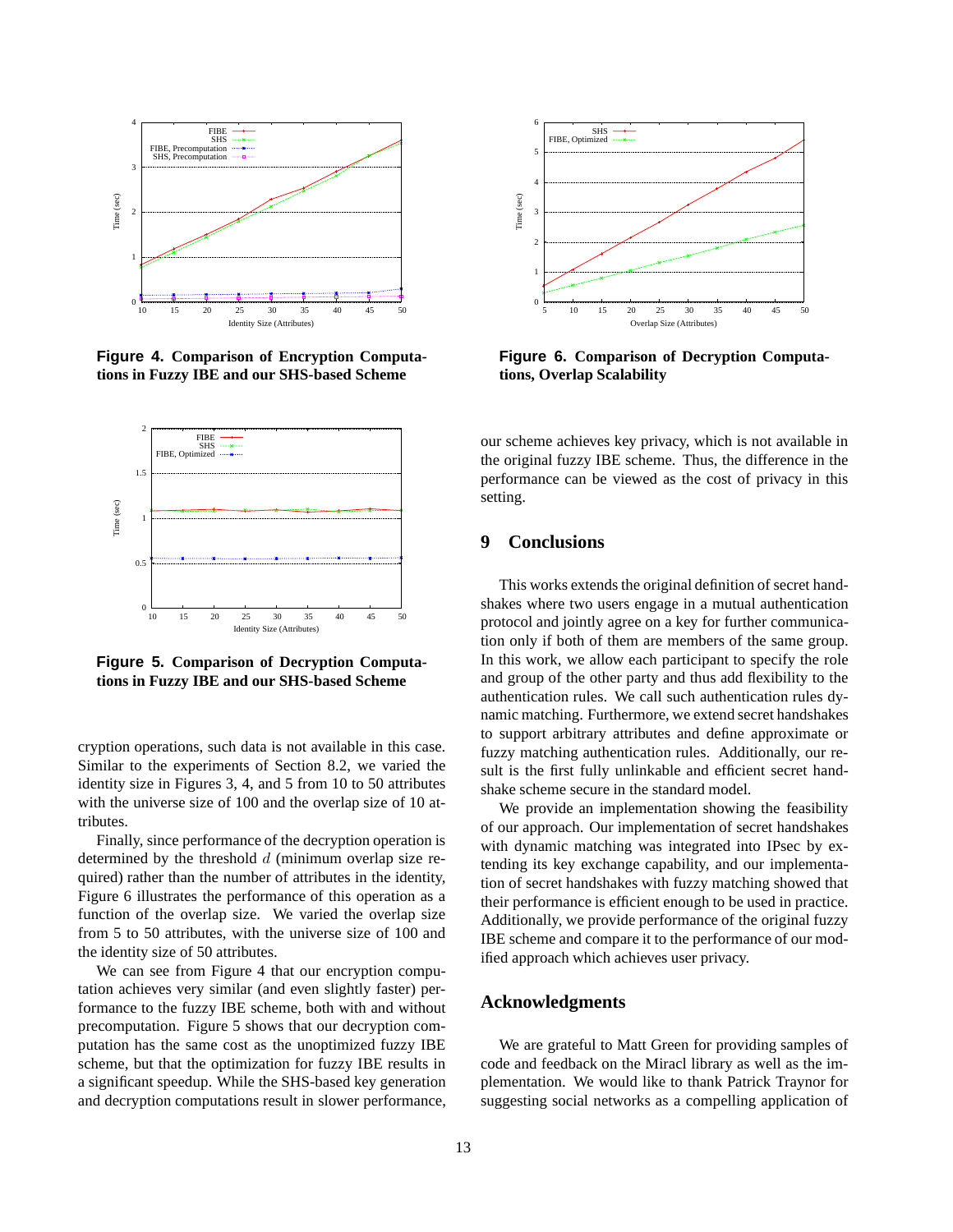Figure 4. Comparison of Encryption Computations in Fuzzy IBE and our SHS-based Scheme

Figure 5. Comparison of Decryption Computations in Fuzzy IBE and our SHS-based Scheme

cryption operations, such data is not available in this case. Similar to the experiments of Section 8.2, we varied the identity size in Figures 3, 4, and 5 from 10 to 50 attributes with the universe size of 100 and the overlap size of 10 attributes.

Finally, since performance of the decryption operation is determined by the threshold $d$ (minimum overlap size required) rather than the number of attributes in the identity, Figure 6 illustrates the performance of this operation as a function of the overlap size. We varied the overlap size from 5 to 50 attributes, with the universe size of 100 and the identity size of 50 attributes.

We can see from Figure 4 that our encryption computation achieves very similar (and even slightly faster) performance to the fuzzy IBE scheme, both with and without precomputation. Figure 5 shows that our decryption computation has the same cost as the unoptimized fuzzy IBE scheme, but that the optimization for fuzzy IBE results in a significant speedup. While the SHS-based key generation and decryption computations result in slower performance,

Figure 6. Comparison of Decryption Computations, Overlap Scalability

our scheme achieves key privacy, which is not available in the original fuzzy IBE scheme. Thus, the difference in the performance can be viewed as the cost of privacy in this setting.

## 9 Conclusions

This works extends the original definition of secret handshakes where two users engage in a mutual authentication protocol and jointly agree on a key for further communication only if both of them are members of the same group. In this work, we allow each participant to specify the role and group of the other party and thus add flexibility to the authentication rules. We call such authentication rules dynamic matching. Furthermore, we extend secret handshakes to support arbitrary attributes and define approximate or fuzzy matching authentication rules. Additionally, our result is the first fully unlinkable and efficient secret handshake scheme secure in the standard model.

We provide an implementation showing the feasibility of our approach. Our implementation of secret handshakes with dynamic matching was integrated into IPsec by extending its key exchange capability, and our implementation of secret handshakes with fuzzy matching showed that their performance is efficient enough to be used in practice. Additionally, we provide performance of the original fuzzy IBE scheme and compare it to the performance of our modified approach which achieves user privacy.

## Acknowledgments

We are grateful to Matt Green for providing samples of code and feedback on the Miracl library as well as the implementation. We would like to thank Patrick Traynor for suggesting social networks as a compelling application of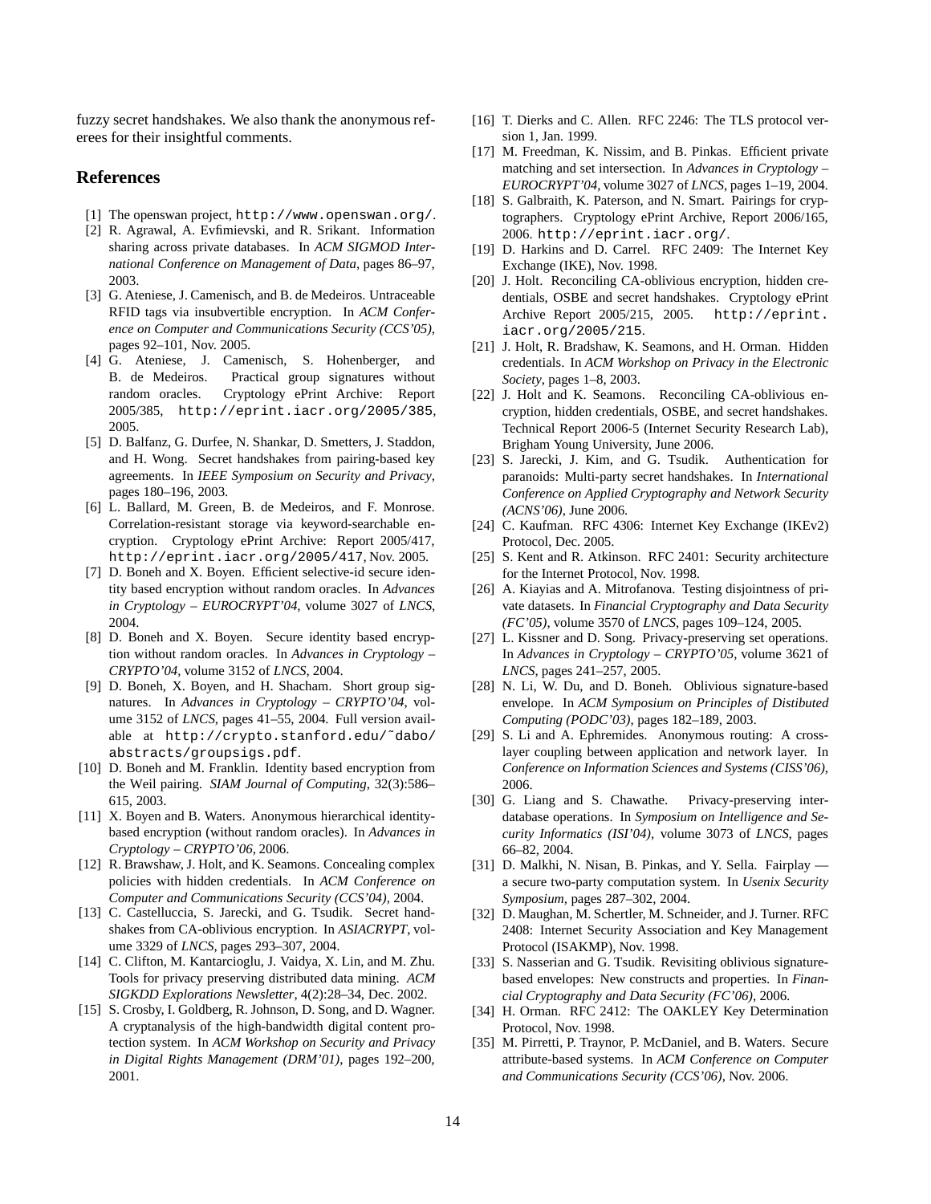fuzzy secret handshakes. We also thank the anonymous referees for their insightful comments.

## References

[1] The openswan project, `http://www.openswan.org/`.

[2] R. Agrawal, A. Evfimievski, and R. Srikant. Information sharing across private databases. In *ACM SIGMOD International Conference on Management of Data*, pages 86–97, 2003.

[3] G. Ateniese, J. Camenisch, and B. de Medeiros. Untraceable RFID tags via insubvertible encryption. In *ACM Conference on Computer and Communications Security (CCS'05)*, pages 92–101, Nov. 2005.

[4] G. Ateniese, J. Camenisch, S. Hohenberger, and B. de Medeiros. Practical group signatures without random oracles. Cryptology ePrint Archive: Report 2005/385, `http://eprint.iacr.org/2005/385`, 2005.

[5] D. Balfanz, G. Durfee, N. Shankar, D. Smetters, J. Staddon, and H. Wong. Secret handshakes from pairing-based key agreements. In *IEEE Symposium on Security and Privacy*, pages 180–196, 2003.

[6] L. Ballard, M. Green, B. de Medeiros, and F. Monrose. Correlation-resistant storage via keyword-searchable encryption. Cryptology ePrint Archive: Report 2005/417, `http://eprint.iacr.org/2005/417`, Nov. 2005.

[7] D. Boneh and X. Boyen. Efficient selective-id secure identity based encryption without random oracles. In *Advances in Cryptology – EUROCRYPT'04*, volume 3027 of *LNCS*, 2004.

[8] D. Boneh and X. Boyen. Secure identity based encryption without random oracles. In *Advances in Cryptology – CRYPTO'04*, volume 3152 of *LNCS*, 2004.

[9] D. Boneh, X. Boyen, and H. Shacham. Short group signatures. In *Advances in Cryptology – CRYPTO'04*, volume 3152 of *LNCS*, pages 41–55, 2004. Full version available at `http://crypto.stanford.edu/~dabo/abstracts/groupsigs.pdf`.

[10] D. Boneh and M. Franklin. Identity based encryption from the Weil pairing. *SIAM Journal of Computing*, 32(3):586–615, 2003.

[11] X. Boyen and B. Waters. Anonymous hierarchical identity-based encryption (without random oracles). In *Advances in Cryptology – CRYPTO'06*, 2006.

[12] R. Brawshaw, J. Holt, and K. Seamons. Concealing complex policies with hidden credentials. In *ACM Conference on Computer and Communications Security (CCS'04)*, 2004.

[13] C. Castelluccia, S. Jarecki, and G. Tsudik. Secret handshakes from CA-oblivious encryption. In *ASIACRYPT*, volume 3329 of *LNCS*, pages 293–307, 2004.

[14] C. Clifton, M. Kantarcioglu, J. Vaidya, X. Lin, and M. Zhu. Tools for privacy preserving distributed data mining. *ACM SIGKDD Explorations Newsletter*, 4(2):28–34, Dec. 2002.

[15] S. Crosby, I. Goldberg, R. Johnson, D. Song, and D. Wagner. A cryptanalysis of the high-bandwidth digital content protection system. In *ACM Workshop on Security and Privacy in Digital Rights Management (DRM'01)*, pages 192–200, 2001.

[16] T. Dierks and C. Allen. RFC 2246: The TLS protocol version 1, Jan. 1999.

[17] M. Freedman, K. Nissim, and B. Pinkas. Efficient private matching and set intersection. In *Advances in Cryptology – EUROCRYPT'04*, volume 3027 of *LNCS*, pages 1–19, 2004.

[18] S. Galbraith, K. Paterson, and N. Smart. Pairings for cryptographers. Cryptology ePrint Archive, Report 2006/165, 2006. `http://eprint.iacr.org/`.

[19] D. Harkins and D. Carrel. RFC 2409: The Internet Key Exchange (IKE), Nov. 1998.

[20] J. Holt. Reconciling CA-oblivious encryption, hidden credentials, OSBE and secret handshakes. Cryptology ePrint Archive Report 2005/215, 2005. `http://eprint.iacr.org/2005/215`.

[21] J. Holt, R. Bradshaw, K. Seamons, and H. Orman. Hidden credentials. In *ACM Workshop on Privacy in the Electronic Society*, pages 1–8, 2003.

[22] J. Holt and K. Seamons. Reconciling CA-oblivious encryption, hidden credentials, OSBE, and secret handshakes. Technical Report 2006-5 (Internet Security Research Lab), Brigham Young University, June 2006.

[23] S. Jarecki, J. Kim, and G. Tsudik. Authentication for paranoids: Multi-party secret handshakes. In *International Conference on Applied Cryptography and Network Security (ACNS'06)*, June 2006.

[24] C. Kaufman. RFC 4306: Internet Key Exchange (IKEv2) Protocol, Dec. 2005.

[25] S. Kent and R. Atkinson. RFC 2401: Security architecture for the Internet Protocol, Nov. 1998.

[26] A. Kiayias and A. Mitrofanova. Testing disjointness of private datasets. In *Financial Cryptography and Data Security (FC'05)*, volume 3570 of *LNCS*, pages 109–124, 2005.

[27] L. Kissner and D. Song. Privacy-preserving set operations. In *Advances in Cryptology – CRYPTO'05*, volume 3621 of *LNCS*, pages 241–257, 2005.

[28] N. Li, W. Du, and D. Boneh. Oblivious signature-based envelope. In *ACM Symposium on Principles of Distibuted Computing (PODC'03)*, pages 182–189, 2003.

[29] S. Li and A. Ephremides. Anonymous routing: A cross-layer coupling between application and network layer. In *Conference on Information Sciences and Systems (CISS'06)*, 2006.

[30] G. Liang and S. Chawathe. Privacy-preserving inter-database operations. In *Symposium on Intelligence and Security Informatics (ISI'04)*, volume 3073 of *LNCS*, pages 66–82, 2004.

[31] D. Malkhi, N. Nisan, B. Pinkas, and Y. Sella. Fairplay — a secure two-party computation system. In *Usenix Security Symposium*, pages 287–302, 2004.

[32] D. Maughan, M. Schertler, M. Schneider, and J. Turner. RFC 2408: Internet Security Association and Key Management Protocol (ISAKMP), Nov. 1998.

[33] S. Nasserian and G. Tsudik. Revisiting oblivious signature-based envelopes: New constructs and properties. In *Financial Cryptography and Data Security (FC'06)*, 2006.

[34] H. Orman. RFC 2412: The OAKLEY Key Determination Protocol, Nov. 1998.

[35] M. Pirretti, P. Traynor, P. McDaniel, and B. Waters. Secure attribute-based systems. In *ACM Conference on Computer and Communications Security (CCS'06)*, Nov. 2006.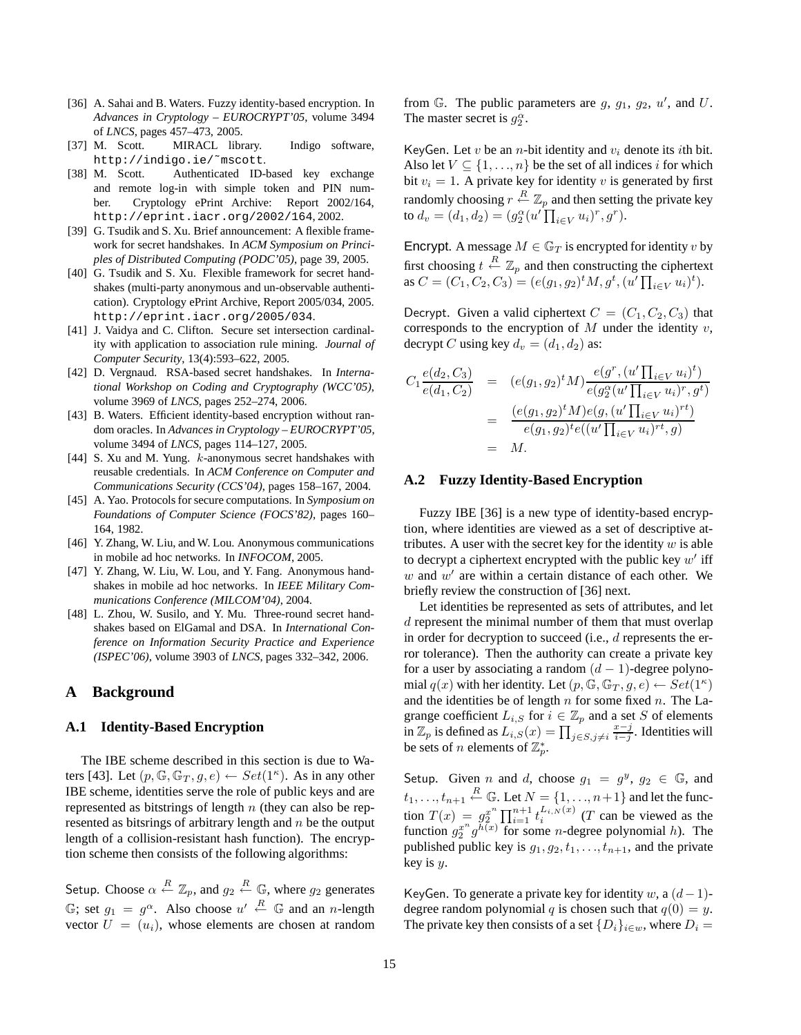[36] A. Sahai and B. Waters. Fuzzy identity-based encryption. In *Advances in Cryptology – EUROCRYPT'05*, volume 3494 of *LNCS*, pages 457–473, 2005.

[37] M. Scott. MIRACL library. Indigo software, http://indigo.ie/~mscott.

[38] M. Scott. Authenticated ID-based key exchange and remote log-in with simple token and PIN number. Cryptology ePrint Archive: Report 2002/164, http://eprint.iacr.org/2002/164, 2002.

[39] G. Tsudik and S. Xu. Brief announcement: A flexible framework for secret handshakes. In *ACM Symposium on Principles of Distributed Computing (PODC'05)*, page 39, 2005.

[40] G. Tsudik and S. Xu. Flexible framework for secret handshakes (multi-party anonymous and un-observable authentication). Cryptology ePrint Archive, Report 2005/034, 2005. http://eprint.iacr.org/2005/034.

[41] J. Vaidya and C. Clifton. Secure set intersection cardinality with application to association rule mining. *Journal of Computer Security*, 13(4):593–622, 2005.

[42] D. Vergnaud. RSA-based secret handshakes. In *International Workshop on Coding and Cryptography (WCC'05)*, volume 3969 of *LNCS*, pages 252–274, 2006.

[43] B. Waters. Efficient identity-based encryption without random oracles. In *Advances in Cryptology – EUROCRYPT'05*, volume 3494 of *LNCS*, pages 114–127, 2005.

[44] S. Xu and M. Yung. $k$-anonymous secret handshakes with reusable credentials. In *ACM Conference on Computer and Communications Security (CCS'04)*, pages 158–167, 2004.

[45] A. Yao. Protocols for secure computations. In *Symposium on Foundations of Computer Science (FOCS'82)*, pages 160–164, 1982.

[46] Y. Zhang, W. Liu, and W. Lou. Anonymous communications in mobile ad hoc networks. In *INFOCOM*, 2005.

[47] Y. Zhang, W. Liu, W. Lou, and Y. Fang. Anonymous handshakes in mobile ad hoc networks. In *IEEE Military Communications Conference (MILCOM'04)*, 2004.

[48] L. Zhou, W. Susilo, and Y. Mu. Three-round secret handshakes based on ElGamal and DSA. In *International Conference on Information Security Practice and Experience (ISPEC'06)*, volume 3903 of *LNCS*, pages 332–342, 2006.

# A Background

## A.1 Identity-Based Encryption

The IBE scheme described in this section is due to Waters [43]. Let $(p, \mathbb{G}, \mathbb{G}_T, g, e) \leftarrow Set(1^\kappa)$. As in any other IBE scheme, identities serve the role of public keys and are represented as bitstrings of length $n$ (they can also be represented as bitsrings of arbitrary length and $n$ be the output length of a collision-resistant hash function). The encryption scheme then consists of the following algorithms:

Setup. Choose $\alpha \stackrel{R}{\leftarrow} \mathbb{Z}_p$, and $g_2 \stackrel{R}{\leftarrow} \mathbb{G}$, where $g_2$ generates $\mathbb{G}$; set $g_1 = g^\alpha$. Also choose $u' \stackrel{R}{\leftarrow} \mathbb{G}$ and an $n$-length vector $U = (u_i)$, whose elements are chosen at random from $\mathbb{G}$. The public parameters are $g$, $g_1$, $g_2$, $u'$, and $U$. The master secret is $g_2^\alpha$.

KeyGen. Let $v$ be an $n$-bit identity and $v_i$ denote its $i$th bit. Also let $V \subseteq \{1, \ldots, n\}$ be the set of all indices $i$ for which bit $v_i = 1$. A private key for identity $v$ is generated by first randomly choosing $r \stackrel{R}{\leftarrow} \mathbb{Z}_p$ and then setting the private key to $d_v = (d_1, d_2) = (g_2^\alpha (u' \prod_{i \in V} u_i)^r, g^r)$.

Encrypt. A message $M \in \mathbb{G}_T$ is encrypted for identity $v$ by first choosing $t \stackrel{R}{\leftarrow} \mathbb{Z}_p$ and then constructing the ciphertext as $C = (C_1, C_2, C_3) = (e(g_1, g_2)^t M, g^t, (u' \prod_{i \in V} u_i)^t)$.

Decrypt. Given a valid ciphertext $C = (C_1, C_2, C_3)$ that corresponds to the encryption of $M$ under the identity $v$, decrypt $C$ using key $d_v = (d_1, d_2)$ as:

$$
\begin{aligned}
C_1 \frac{e(d_2, C_3)}{e(d_1, C_2)} &= (e(g_1, g_2)^t M) \frac{e(g^r, (u' \prod_{i \in V} u_i)^t)}{e(g_2^\alpha (u' \prod_{i \in V} u_i)^r, g^t)} \\
&= \frac{(e(g_1, g_2)^t M) e(g, (u' \prod_{i \in V} u_i)^{rt})}{e(g_1, g_2)^t e((u' \prod_{i \in V} u_i)^{rt}, g)} \\
&= M.
\end{aligned}
$$

## A.2 Fuzzy Identity-Based Encryption

Fuzzy IBE [36] is a new type of identity-based encryption, where identities are viewed as a set of descriptive attributes. A user with the secret key for the identity $w$ is able to decrypt a ciphertext encrypted with the public key $w'$ iff $w$ and $w'$ are within a certain distance of each other. We briefly review the construction of [36] next.

Let identities be represented as sets of attributes, and let $d$ represent the minimal number of them that must overlap in order for decryption to succeed (i.e., $d$ represents the error tolerance). Then the authority can create a private key for a user by associating a random $(d-1)$-degree polynomial $q(x)$ with her identity. Let $(p, \mathbb{G}, \mathbb{G}_T, g, e) \leftarrow Set(1^\kappa)$ and the identities be of length $n$ for some fixed $n$. The Lagrange coefficient $L_{i,S}$ for $i \in \mathbb{Z}_p$ and a set $S$ of elements in $\mathbb{Z}_p$ is defined as $L_{i,S}(x) = \prod_{j \in S, j \neq i} \frac{x-j}{i-j}$. Identities will be sets of $n$ elements of $\mathbb{Z}_p^*$.

Setup. Given $n$ and $d$, choose $g_1 = g^y$, $g_2 \in \mathbb{G}$, and $t_1, \ldots, t_{n+1} \stackrel{R}{\leftarrow} \mathbb{G}$. Let $N = \{1, \ldots, n+1\}$ and let the function $T(x) = g_2^{x^n} \prod_{i=1}^{n+1} t_i^{L_{i,N}(x)}$ ($T$ can be viewed as the function $g_2^{x^n} g^{h(x)}$ for some $n$-degree polynomial $h$). The published public key is $g_1, g_2, t_1, \ldots, t_{n+1}$, and the private key is $y$.

KeyGen. To generate a private key for identity $w$, a $(d-1)$-degree random polynomial $q$ is chosen such that $q(0) = y$. The private key then consists of a set $\{D_i\}_{i \in w}$, where $D_i =$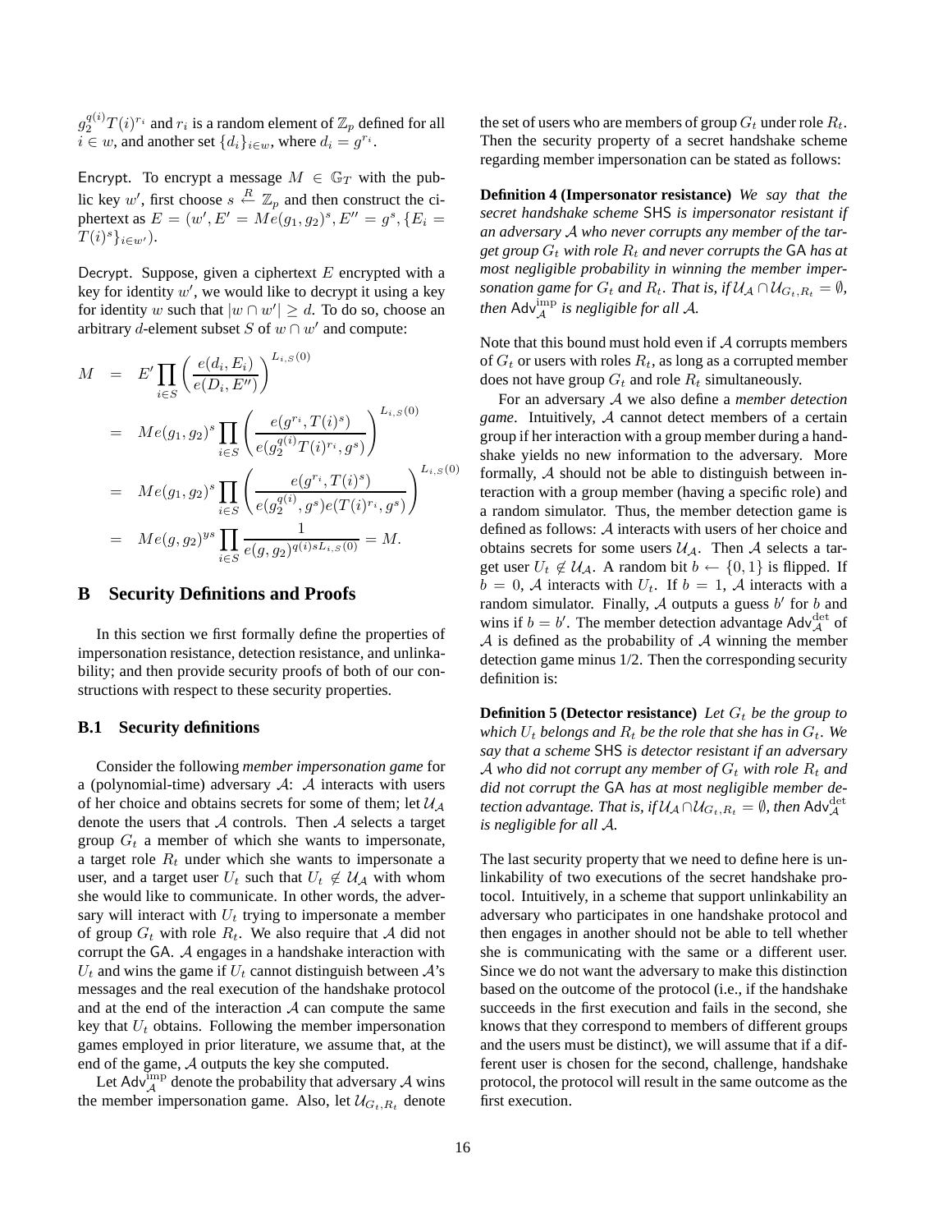$g_2^{q(i)}T(i)^{r_i}$ and $r_i$ is a random element of $\mathbb{Z}_p$ defined for all $i \in w$, and another set $\{d_i\}_{i \in w}$, where $d_i = g^{r_i}$.

Encrypt. To encrypt a message $M \in \mathbb{G}_T$ with the public key $w'$, first choose $s \stackrel{R}{\leftarrow} \mathbb{Z}_p$ and then construct the ciphertext as $E = (w', E' = Me(g_1, g_2)^s, E'' = g^s, \{E_i = T(i)^s\}_{i \in w'})$.

Decrypt. Suppose, given a ciphertext $E$ encrypted with a key for identity $w'$, we would like to decrypt it using a key for identity $w$ such that $|w \cap w'| \geq d$. To do so, choose an arbitrary $d$-element subset $S$ of $w \cap w'$ and compute:

$$
\begin{aligned}
M &= E' \prod_{i \in S} \left( \frac{e(d_i, E_i)}{e(D_i, E'')} \right)^{L_{i,S}(0)} \\
&= Me(g_1, g_2)^s \prod_{i \in S} \left( \frac{e(g^{r_i}, T(i)^s)}{e(g_2^{q(i)} T(i)^{r_i}, g^s)} \right)^{L_{i,S}(0)} \\
&= Me(g_1, g_2)^s \prod_{i \in S} \left( \frac{e(g^{r_i}, T(i)^s)}{e(g_2^{q(i)}, g^s) e(T(i)^{r_i}, g^s)} \right)^{L_{i,S}(0)} \\
&= Me(g, g_2)^{ys} \prod_{i \in S} \frac{1}{e(g, g_2)^{q(i) s L_{i,S}(0)}} = M.
\end{aligned}
$$

## B Security Definitions and Proofs

In this section we first formally define the properties of impersonation resistance, detection resistance, and unlinkability; and then provide security proofs of both of our constructions with respect to these security properties.

### B.1 Security definitions

Consider the following *member impersonation game* for a (polynomial-time) adversary $\mathcal{A}$: $\mathcal{A}$ interacts with users of her choice and obtains secrets for some of them; let $\mathcal{U}_\mathcal{A}$ denote the users that $\mathcal{A}$ controls. Then $\mathcal{A}$ selects a target group $G_t$ a member of which she wants to impersonate, a target role $R_t$ under which she wants to impersonate a user, and a target user $U_t$ such that $U_t \notin \mathcal{U}_\mathcal{A}$ with whom she would like to communicate. In other words, the adversary will interact with $U_t$ trying to impersonate a member of group $G_t$ with role $R_t$. We also require that $\mathcal{A}$ did not corrupt the GA. $\mathcal{A}$ engages in a handshake interaction with $U_t$ and wins the game if $U_t$ cannot distinguish between $\mathcal{A}$'s messages and the real execution of the handshake protocol and at the end of the interaction $\mathcal{A}$ can compute the same key that $U_t$ obtains. Following the member impersonation games employed in prior literature, we assume that, at the end of the game, $\mathcal{A}$ outputs the key she computed.

Let $\mathsf{Adv}_\mathcal{A}^{\mathrm{imp}}$ denote the probability that adversary $\mathcal{A}$ wins the member impersonation game. Also, let $\mathcal{U}_{G_t,R_t}$ denote the set of users who are members of group $G_t$ under role $R_t$. Then the security property of a secret handshake scheme regarding member impersonation can be stated as follows:

**Definition 4 (Impersonator resistance)** *We say that the secret handshake scheme* SHS *is impersonator resistant if an adversary $\mathcal{A}$ who never corrupts any member of the target group $G_t$ with role $R_t$ and never corrupts the* GA *has at most negligible probability in winning the member impersonation game for $G_t$ and $R_t$. That is, if $\mathcal{U}_\mathcal{A} \cap \mathcal{U}_{G_t,R_t} = \emptyset$, then $\mathsf{Adv}_\mathcal{A}^{\mathrm{imp}}$ is negligible for all $\mathcal{A}$.*

Note that this bound must hold even if $\mathcal{A}$ corrupts members of $G_t$ or users with roles $R_t$, as long as a corrupted member does not have group $G_t$ and role $R_t$ simultaneously.

For an adversary $\mathcal{A}$ we also define a *member detection game*. Intuitively, $\mathcal{A}$ cannot detect members of a certain group if her interaction with a group member during a handshake yields no new information to the adversary. More formally, $\mathcal{A}$ should not be able to distinguish between interaction with a group member (having a specific role) and a random simulator. Thus, the member detection game is defined as follows: $\mathcal{A}$ interacts with users of her choice and obtains secrets for some users $\mathcal{U}_\mathcal{A}$. Then $\mathcal{A}$ selects a target user $U_t \notin \mathcal{U}_\mathcal{A}$. A random bit $b \leftarrow \{0, 1\}$ is flipped. If $b = 0$, $\mathcal{A}$ interacts with $U_t$. If $b = 1$, $\mathcal{A}$ interacts with a random simulator. Finally, $\mathcal{A}$ outputs a guess $b'$ for $b$ and wins if $b = b'$. The member detection advantage $\mathsf{Adv}_\mathcal{A}^{\mathrm{det}}$ of $\mathcal{A}$ is defined as the probability of $\mathcal{A}$ winning the member detection game minus 1/2. Then the corresponding security definition is:

**Definition 5 (Detector resistance)** *Let $G_t$ be the group to which $U_t$ belongs and $R_t$ be the role that she has in $G_t$. We say that a scheme* SHS *is detector resistant if an adversary $\mathcal{A}$ who did not corrupt any member of $G_t$ with role $R_t$ and did not corrupt the* GA *has at most negligible member detection advantage. That is, if $\mathcal{U}_\mathcal{A} \cap \mathcal{U}_{G_t,R_t} = \emptyset$, then $\mathsf{Adv}_\mathcal{A}^{\mathrm{det}}$ is negligible for all $\mathcal{A}$.*

The last security property that we need to define here is unlinkability of two executions of the secret handshake protocol. Intuitively, in a scheme that support unlinkability an adversary who participates in one handshake protocol and then engages in another should not be able to tell whether she is communicating with the same or a different user. Since we do not want the adversary to make this distinction based on the outcome of the protocol (i.e., if the handshake succeeds in the first execution and fails in the second, she knows that they correspond to members of different groups and the users must be distinct), we will assume that if a different user is chosen for the second, challenge, handshake protocol, the protocol will result in the same outcome as the first execution.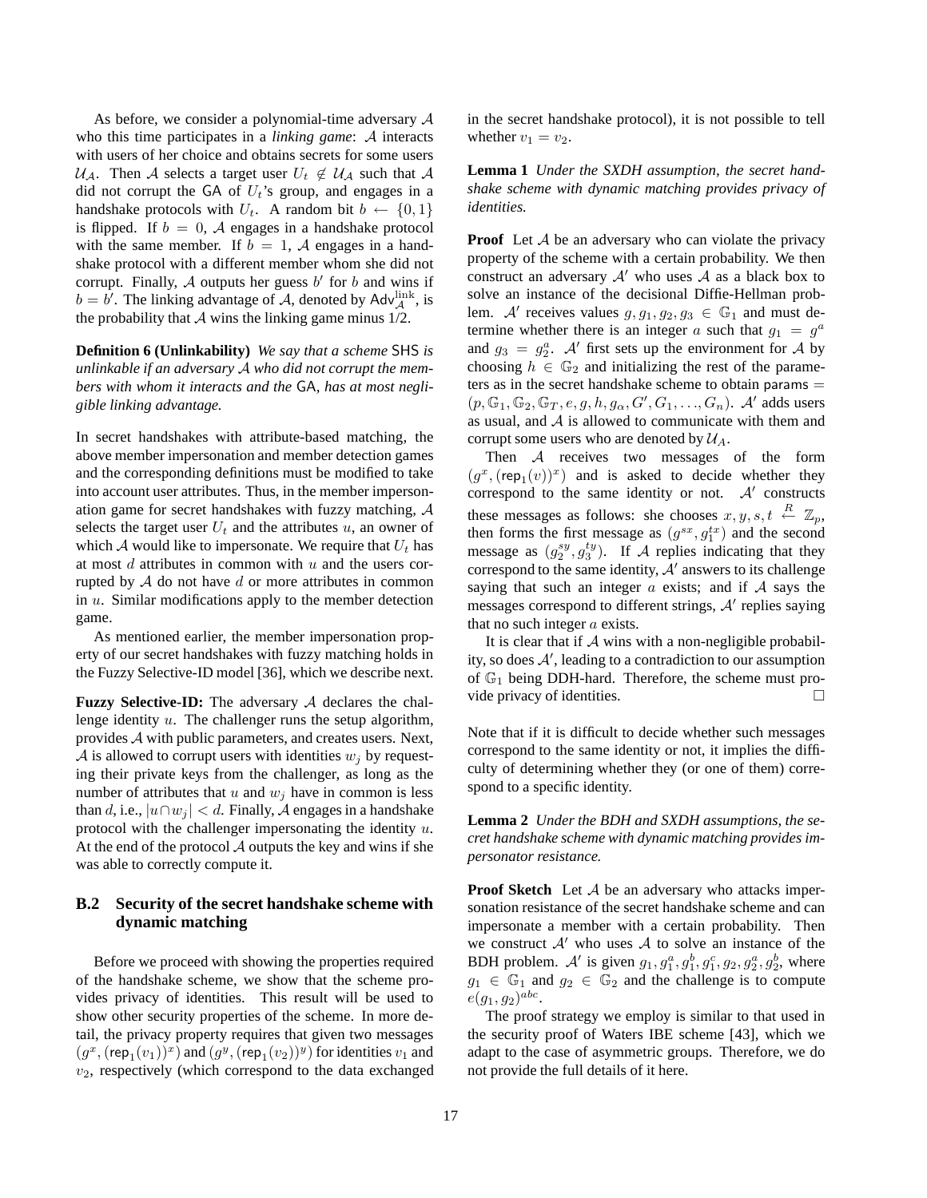As before, we consider a polynomial-time adversary $\mathcal{A}$ who this time participates in a *linking game*: $\mathcal{A}$ interacts with users of her choice and obtains secrets for some users $\mathcal{U}_\mathcal{A}$. Then $\mathcal{A}$ selects a target user $U_t \notin \mathcal{U}_\mathcal{A}$ such that $\mathcal{A}$ did not corrupt the $\mathsf{GA}$ of $U_t$'s group, and engages in a handshake protocols with $U_t$. A random bit $b \leftarrow \{0,1\}$ is flipped. If $b = 0$, $\mathcal{A}$ engages in a handshake protocol with the same member. If $b = 1$, $\mathcal{A}$ engages in a handshake protocol with a different member whom she did not corrupt. Finally, $\mathcal{A}$ outputs her guess $b'$ for $b$ and wins if $b = b'$. The linking advantage of $\mathcal{A}$, denoted by $\mathsf{Adv}_\mathcal{A}^{\text{link}}$, is the probability that $\mathcal{A}$ wins the linking game minus 1/2.

**Definition 6 (Unlinkability)** *We say that a scheme* $\mathsf{SHS}$ *is unlinkable if an adversary* $\mathcal{A}$ *who did not corrupt the members with whom it interacts and the* $\mathsf{GA}$*, has at most negligible linking advantage.*

In secret handshakes with attribute-based matching, the above member impersonation and member detection games and the corresponding definitions must be modified to take into account user attributes. Thus, in the member impersonation game for secret handshakes with fuzzy matching, $\mathcal{A}$ selects the target user $U_t$ and the attributes $u$, an owner of which $\mathcal{A}$ would like to impersonate. We require that $U_t$ has at most $d$ attributes in common with $u$ and the users corrupted by $\mathcal{A}$ do not have $d$ or more attributes in common in $u$. Similar modifications apply to the member detection game.

As mentioned earlier, the member impersonation property of our secret handshakes with fuzzy matching holds in the Fuzzy Selective-ID model [36], which we describe next.

**Fuzzy Selective-ID:** The adversary $\mathcal{A}$ declares the challenge identity $u$. The challenger runs the setup algorithm, provides $\mathcal{A}$ with public parameters, and creates users. Next, $\mathcal{A}$ is allowed to corrupt users with identities $w_j$ by requesting their private keys from the challenger, as long as the number of attributes that $u$ and $w_j$ have in common is less than $d$, i.e., $|u \cap w_j| < d$. Finally, $\mathcal{A}$ engages in a handshake protocol with the challenger impersonating the identity $u$. At the end of the protocol $\mathcal{A}$ outputs the key and wins if she was able to correctly compute it.

## B.2 Security of the secret handshake scheme with dynamic matching

Before we proceed with showing the properties required of the handshake scheme, we show that the scheme provides privacy of identities. This result will be used to show other security properties of the scheme. In more detail, the privacy property requires that given two messages $(g^x, (\mathsf{rep}_1(v_1))^x)$ and $(g^y, (\mathsf{rep}_1(v_2))^y)$ for identities $v_1$ and $v_2$, respectively (which correspond to the data exchanged in the secret handshake protocol), it is not possible to tell whether $v_1 = v_2$.

**Lemma 1** *Under the SXDH assumption, the secret handshake scheme with dynamic matching provides privacy of identities.*

**Proof** Let $\mathcal{A}$ be an adversary who can violate the privacy property of the scheme with a certain probability. We then construct an adversary $\mathcal{A}'$ who uses $\mathcal{A}$ as a black box to solve an instance of the decisional Diffie-Hellman problem. $\mathcal{A}'$ receives values $g, g_1, g_2, g_3 \in \mathbb{G}_1$ and must determine whether there is an integer $a$ such that $g_1 = g^a$ and $g_3 = g_2^a$. $\mathcal{A}'$ first sets up the environment for $\mathcal{A}$ by choosing $h \in \mathbb{G}_2$ and initializing the rest of the parameters as in the secret handshake scheme to obtain $\mathsf{params} = (p, \mathbb{G}_1, \mathbb{G}_2, \mathbb{G}_T, e, g, h, g_\alpha, G', G_1, \ldots, G_n)$. $\mathcal{A}'$ adds users as usual, and $\mathcal{A}$ is allowed to communicate with them and corrupt some users who are denoted by $\mathcal{U}_A$.

Then $\mathcal{A}$ receives two messages of the form $(g^x, (\mathsf{rep}_1(v))^x)$ and is asked to decide whether they correspond to the same identity or not. $\mathcal{A}'$ constructs these messages as follows: she chooses $x, y, s, t \overset{R}{\leftarrow} \mathbb{Z}_p$, then forms the first message as $(g^{sx}, g_1^{tx})$ and the second message as $(g_2^{sy}, g_3^{ty})$. If $\mathcal{A}$ replies indicating that they correspond to the same identity, $\mathcal{A}'$ answers to its challenge saying that such an integer $a$ exists; and if $\mathcal{A}$ says the messages correspond to different strings, $\mathcal{A}'$ replies saying that no such integer $a$ exists.

It is clear that if $\mathcal{A}$ wins with a non-negligible probability, so does $\mathcal{A}'$, leading to a contradiction to our assumption of $\mathbb{G}_1$ being DDH-hard. Therefore, the scheme must provide privacy of identities. $\square$

Note that if it is difficult to decide whether such messages correspond to the same identity or not, it implies the difficulty of determining whether they (or one of them) correspond to a specific identity.

**Lemma 2** *Under the BDH and SXDH assumptions, the secret handshake scheme with dynamic matching provides impersonator resistance.*

**Proof Sketch** Let $\mathcal{A}$ be an adversary who attacks impersonation resistance of the secret handshake scheme and can impersonate a member with a certain probability. Then we construct $\mathcal{A}'$ who uses $\mathcal{A}$ to solve an instance of the BDH problem. $\mathcal{A}'$ is given $g_1, g_1^a, g_1^b, g_1^c, g_2, g_2^a, g_2^b$, where $g_1 \in \mathbb{G}_1$ and $g_2 \in \mathbb{G}_2$ and the challenge is to compute $e(g_1, g_2)^{abc}$.

The proof strategy we employ is similar to that used in the security proof of Waters IBE scheme [43], which we adapt to the case of asymmetric groups. Therefore, we do not provide the full details of it here.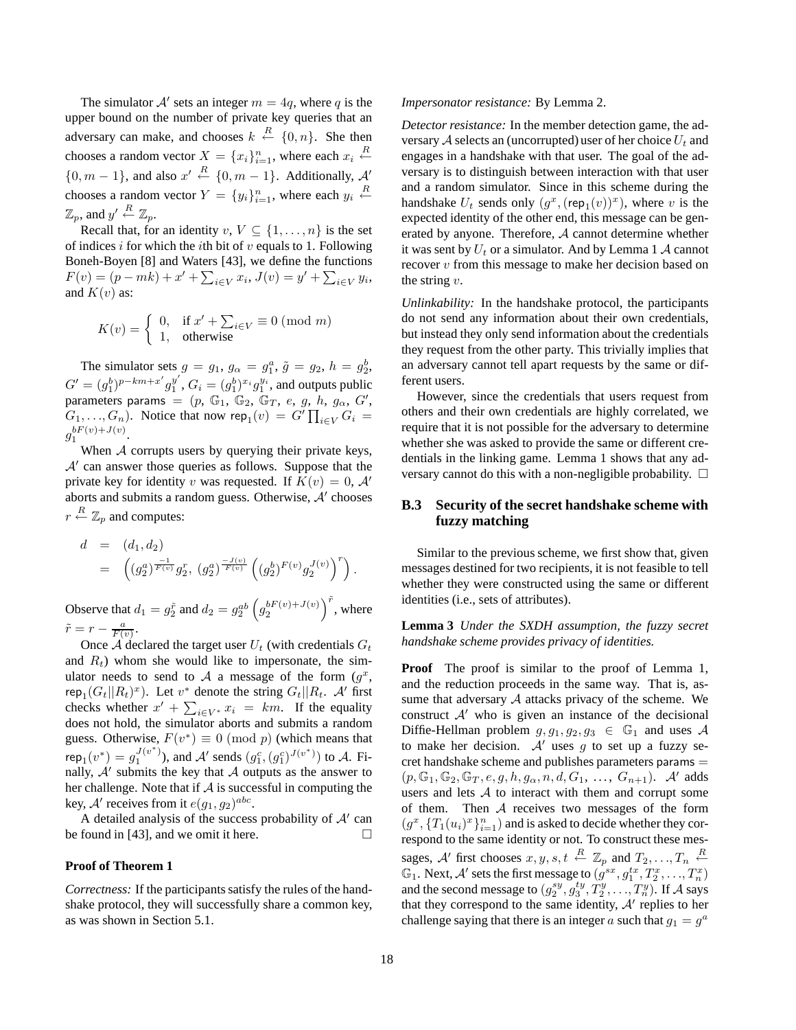The simulator $\mathcal{A}'$ sets an integer $m = 4q$, where $q$ is the upper bound on the number of private key queries that an adversary can make, and chooses $k \xleftarrow{R} \{0, n\}$. She then chooses a random vector $X = \{x_i\}_{i=1}^n$, where each $x_i \xleftarrow{R} \{0, m-1\}$, and also $x' \xleftarrow{R} \{0, m-1\}$. Additionally, $\mathcal{A}'$ chooses a random vector $Y = \{y_i\}_{i=1}^n$, where each $y_i \xleftarrow{R} \mathbb{Z}_p$, and $y' \xleftarrow{R} \mathbb{Z}_p$.

Recall that, for an identity $v$, $V \subseteq \{1, \ldots, n\}$ is the set of indices $i$ for which the $i$th bit of $v$ equals to 1. Following Boneh-Boyen [8] and Waters [43], we define the functions $F(v) = (p - mk) + x' + \sum_{i \in V} x_i$, $J(v) = y' + \sum_{i \in V} y_i$, and $K(v)$ as:

$$K(v) = \begin{cases} 0, & \text{if } x' + \sum_{i \in V} x_i \equiv 0 \pmod{m} \\ 1, & \text{otherwise} \end{cases}$$

The simulator sets $g = g_1$, $g_\alpha = g_1^a$, $\tilde{g} = g_2$, $h = g_2^b$, $G' = (g_1^b)^{p-km+x'} g_1^{y'}$, $G_i = (g_1^b)^{x_i} g_1^{y_i}$, and outputs public parameters $\mathsf{params} = (p, \mathbb{G}_1, \mathbb{G}_2, \mathbb{G}_T, e, g, h, g_\alpha, G', G_1, \ldots, G_n)$. Notice that now $\mathsf{rep}_1(v) = G' \prod_{i \in V} G_i = g_1^{bF(v)+J(v)}$.

When $\mathcal{A}$ corrupts users by querying their private keys, $\mathcal{A}'$ can answer those queries as follows. Suppose that the private key for identity $v$ was requested. If $K(v) = 0$, $\mathcal{A}'$ aborts and submits a random guess. Otherwise, $\mathcal{A}'$ chooses $r \xleftarrow{R} \mathbb{Z}_p$ and computes:

$$\begin{aligned} d &= (d_1, d_2) \\ &= \left( (g_2^a)^{\frac{-1}{F(v)}} g_2^r,\ (g_2^a)^{\frac{-J(v)}{F(v)}} \left( (g_2^b)^{F(v)} g_2^{J(v)} \right)^r \right). \end{aligned}$$

Observe that $d_1 = g_2^{\tilde{r}}$ and $d_2 = g_2^{ab} \left( g_2^{bF(v)+J(v)} \right)^{\tilde{r}}$, where $\tilde{r} = r - \frac{a}{F(v)}$.

Once $\mathcal{A}$ declared the target user $U_t$ (with credentials $G_t$ and $R_t$) whom she would like to impersonate, the simulator needs to send to $\mathcal{A}$ a message of the form $(g^x, \mathsf{rep}_1(G_t||R_t)^x)$. Let $v^*$ denote the string $G_t||R_t$. $\mathcal{A}'$ first checks whether $x' + \sum_{i \in V^*} x_i = km$. If the equality does not hold, the simulator aborts and submits a random guess. Otherwise, $F(v^*) \equiv 0 \pmod{p}$ (which means that $\mathsf{rep}_1(v^*) = g_1^{J(v^*)}$), and $\mathcal{A}'$ sends $(g_1^c, (g_1^c)^{J(v^*)})$ to $\mathcal{A}$. Finally, $\mathcal{A}'$ submits the key that $\mathcal{A}$ outputs as the answer to her challenge. Note that if $\mathcal{A}$ is successful in computing the key, $\mathcal{A}'$ receives from it $e(g_1, g_2)^{abc}$.

A detailed analysis of the success probability of $\mathcal{A}'$ can be found in [43], and we omit it here. $\square$

**Proof of Theorem 1**

*Correctness:* If the participants satisfy the rules of the handshake protocol, they will successfully share a common key, as was shown in Section 5.1.

*Impersonator resistance:* By Lemma 2.

*Detector resistance:* In the member detection game, the adversary $\mathcal{A}$ selects an (uncorrupted) user of her choice $U_t$ and engages in a handshake with that user. The goal of the adversary is to distinguish between interaction with that user and a random simulator. Since in this scheme during the handshake $U_t$ sends only $(g^x, (\mathsf{rep}_1(v))^x)$, where $v$ is the expected identity of the other end, this message can be generated by anyone. Therefore, $\mathcal{A}$ cannot determine whether it was sent by $U_t$ or a simulator. And by Lemma 1 $\mathcal{A}$ cannot recover $v$ from this message to make her decision based on the string $v$.

*Unlinkability:* In the handshake protocol, the participants do not send any information about their own credentials, but instead they only send information about the credentials they request from the other party. This trivially implies that an adversary cannot tell apart requests by the same or different users.

However, since the credentials that users request from others and their own credentials are highly correlated, we require that it is not possible for the adversary to determine whether she was asked to provide the same or different credentials in the linking game. Lemma 1 shows that any adversary cannot do this with a non-negligible probability. $\square$

## B.3 Security of the secret handshake scheme with fuzzy matching

Similar to the previous scheme, we first show that, given messages destined for two recipients, it is not feasible to tell whether they were constructed using the same or different identities (i.e., sets of attributes).

**Lemma 3** *Under the SXDH assumption, the fuzzy secret handshake scheme provides privacy of identities.*

**Proof** The proof is similar to the proof of Lemma 1, and the reduction proceeds in the same way. That is, assume that adversary $\mathcal{A}$ attacks privacy of the scheme. We construct $\mathcal{A}'$ who is given an instance of the decisional Diffie-Hellman problem $g, g_1, g_2, g_3 \in \mathbb{G}_1$ and uses $\mathcal{A}$ to make her decision. $\mathcal{A}'$ uses $g$ to set up a fuzzy secret handshake scheme and publishes parameters $\mathsf{params} = (p, \mathbb{G}_1, \mathbb{G}_2, \mathbb{G}_T, e, g, h, g_\alpha, n, d, G_1, \ldots, G_{n+1})$. $\mathcal{A}'$ adds users and lets $\mathcal{A}$ to interact with them and corrupt some of them. Then $\mathcal{A}$ receives two messages of the form $(g^x, \{T_1(u_i)^x\}_{i=1}^n)$ and is asked to decide whether they correspond to the same identity or not. To construct these messages, $\mathcal{A}'$ first chooses $x, y, s, t \xleftarrow{R} \mathbb{Z}_p$ and $T_2, \ldots, T_n \xleftarrow{R} \mathbb{G}_1$. Next, $\mathcal{A}'$ sets the first message to $(g^{sx}, g_1^{tx}, T_2^x, \ldots, T_n^x)$ and the second message to $(g_2^{sy}, g_3^{ty}, T_2^y, \ldots, T_n^y)$. If $\mathcal{A}$ says that they correspond to the same identity, $\mathcal{A}'$ replies to her challenge saying that there is an integer $a$ such that $g_1 = g^a$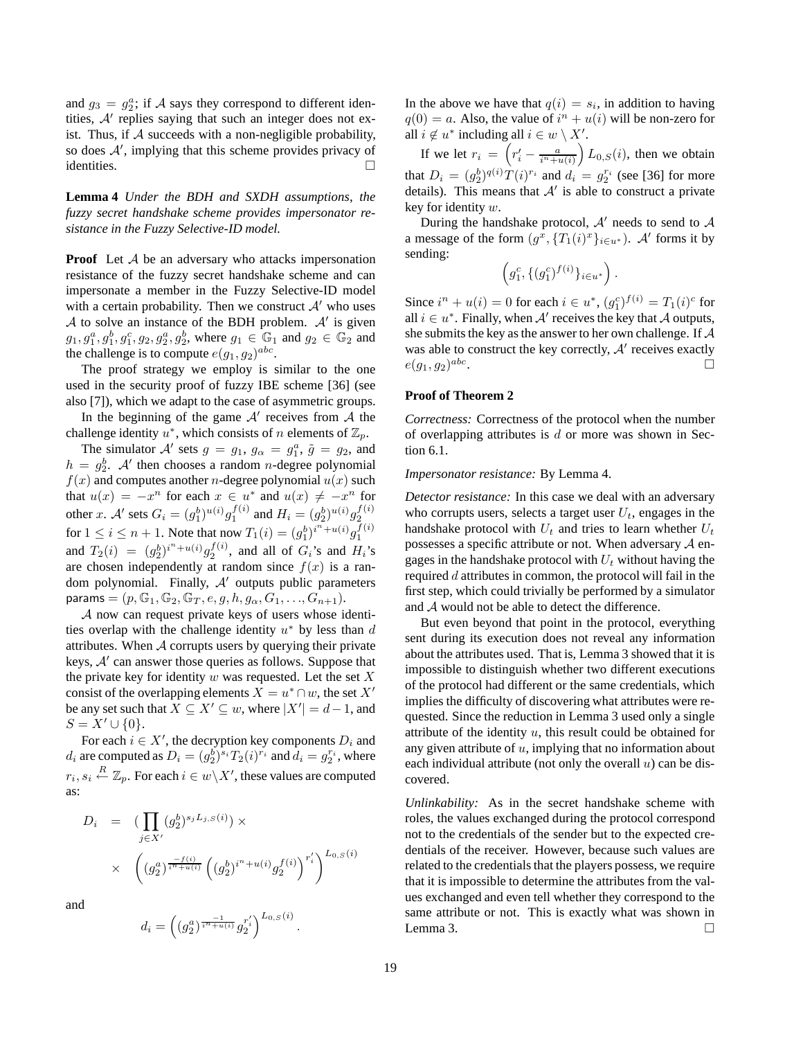and $g_3 = g_2^a$; if $\mathcal{A}$ says they correspond to different identities, $\mathcal{A}'$ replies saying that such an integer does not exist. Thus, if $\mathcal{A}$ succeeds with a non-negligible probability, so does $\mathcal{A}'$, implying that this scheme provides privacy of identities. □

**Lemma 4** *Under the BDH and SXDH assumptions, the fuzzy secret handshake scheme provides impersonator resistance in the Fuzzy Selective-ID model.*

**Proof** Let $\mathcal{A}$ be an adversary who attacks impersonation resistance of the fuzzy secret handshake scheme and can impersonate a member in the Fuzzy Selective-ID model with a certain probability. Then we construct $\mathcal{A}'$ who uses $\mathcal{A}$ to solve an instance of the BDH problem. $\mathcal{A}'$ is given $g_1, g_1^a, g_1^b, g_1^c, g_2, g_2^a, g_2^b$, where $g_1 \in \mathbb{G}_1$ and $g_2 \in \mathbb{G}_2$ and the challenge is to compute $e(g_1, g_2)^{abc}$.

The proof strategy we employ is similar to the one used in the security proof of fuzzy IBE scheme [36] (see also [7]), which we adapt to the case of asymmetric groups.

In the beginning of the game $\mathcal{A}'$ receives from $\mathcal{A}$ the challenge identity $u^*$, which consists of $n$ elements of $\mathbb{Z}_p$.

The simulator $\mathcal{A}'$ sets $g = g_1$, $g_\alpha = g_1^a$, $\tilde{g} = g_2$, and $h = g_2^b$. $\mathcal{A}'$ then chooses a random $n$-degree polynomial $f(x)$ and computes another $n$-degree polynomial $u(x)$ such that $u(x) = -x^n$ for each $x \in u^*$ and $u(x) \neq -x^n$ for other $x$. $\mathcal{A}'$ sets $G_i = (g_1^b)^{u(i)} g_1^{f(i)}$ and $H_i = (g_2^b)^{u(i)} g_2^{f(i)}$ for $1 \le i \le n+1$. Note that now $T_1(i) = (g_1^b)^{i^n + u(i)} g_1^{f(i)}$ and $T_2(i) = (g_2^b)^{i^n + u(i)} g_2^{f(i)}$, and all of $G_i$'s and $H_i$'s are chosen independently at random since $f(x)$ is a random polynomial. Finally, $\mathcal{A}'$ outputs public parameters $\mathsf{params} = (p, \mathbb{G}_1, \mathbb{G}_2, \mathbb{G}_T, e, g, h, g_\alpha, G_1, \ldots, G_{n+1})$.

$\mathcal{A}$ now can request private keys of users whose identities overlap with the challenge identity $u^*$ by less than $d$ attributes. When $\mathcal{A}$ corrupts users by querying their private keys, $\mathcal{A}'$ can answer those queries as follows. Suppose that the private key for identity $w$ was requested. Let the set $X$ consist of the overlapping elements $X = u^* \cap w$, the set $X'$ be any set such that $X \subseteq X' \subseteq w$, where $|X'| = d-1$, and $S = X' \cup \{0\}$.

For each $i \in X'$, the decryption key components $D_i$ and $d_i$ are computed as $D_i = (g_2^b)^{s_i} T_2(i)^{r_i}$ and $d_i = g_2^{r_i}$, where $r_i, s_i \stackrel{R}{\leftarrow} \mathbb{Z}_p$. For each $i \in w \setminus X'$, these values are computed as:

$$
\begin{aligned}
D_i &= \left(\prod_{j \in X'} (g_2^b)^{s_j L_{j,S}(i)}\right) \times \\
&\quad \times \left( (g_2^a)^{\frac{-f(i)}{i^n + u(i)}} \left( (g_2^b)^{i^n + u(i)} g_2^{f(i)} \right)^{r'_i} \right)^{L_{0,S}(i)}
\end{aligned}
$$

and

$$
d_i = \left( (g_2^a)^{\frac{-1}{i^n + u(i)}} g_2^{r'_i} \right)^{L_{0,S}(i)}.
$$

In the above we have that $q(i) = s_i$, in addition to having $q(0) = a$. Also, the value of $i^n + u(i)$ will be non-zero for all $i \notin u^*$ including all $i \in w \setminus X'$.

If we let $r_i = \left( r'_i - \frac{a}{i^n + u(i)} \right) L_{0,S}(i)$, then we obtain that $D_i = (g_2^b)^{q(i)} T(i)^{r_i}$ and $d_i = g_2^{r_i}$ (see [36] for more details). This means that $\mathcal{A}'$ is able to construct a private key for identity $w$.

During the handshake protocol, $\mathcal{A}'$ needs to send to $\mathcal{A}$ a message of the form $(g^x, \{T_1(i)^x\}_{i \in u^*})$. $\mathcal{A}'$ forms it by sending:

$$
\left( g_1^c, \{(g_1^c)^{f(i)}\}_{i \in u^*} \right).
$$

Since $i^n + u(i) = 0$ for each $i \in u^*$, $(g_1^c)^{f(i)} = T_1(i)^c$ for all $i \in u^*$. Finally, when $\mathcal{A}'$ receives the key that $\mathcal{A}$ outputs, she submits the key as the answer to her own challenge. If $\mathcal{A}$ was able to construct the key correctly, $\mathcal{A}'$ receives exactly $e(g_1, g_2)^{abc}$. □

**Proof of Theorem 2**

*Correctness:* Correctness of the protocol when the number of overlapping attributes is $d$ or more was shown in Section 6.1.

*Impersonator resistance:* By Lemma 4.

*Detector resistance:* In this case we deal with an adversary who corrupts users, selects a target user $U_t$, engages in the handshake protocol with $U_t$ and tries to learn whether $U_t$ possesses a specific attribute or not. When adversary $\mathcal{A}$ engages in the handshake protocol with $U_t$ without having the required $d$ attributes in common, the protocol will fail in the first step, which could trivially be performed by a simulator and $\mathcal{A}$ would not be able to detect the difference.

But even beyond that point in the protocol, everything sent during its execution does not reveal any information about the attributes used. That is, Lemma 3 showed that it is impossible to distinguish whether two different executions of the protocol had different or the same credentials, which implies the difficulty of discovering what attributes were requested. Since the reduction in Lemma 3 used only a single attribute of the identity $u$, this result could be obtained for any given attribute of $u$, implying that no information about each individual attribute (not only the overall $u$) can be discovered.

*Unlinkability:* As in the secret handshake scheme with roles, the values exchanged during the protocol correspond not to the credentials of the sender but to the expected credentials of the receiver. However, because such values are related to the credentials that the players possess, we require that it is impossible to determine the attributes from the values exchanged and even tell whether they correspond to the same attribute or not. This is exactly what was shown in Lemma 3. □